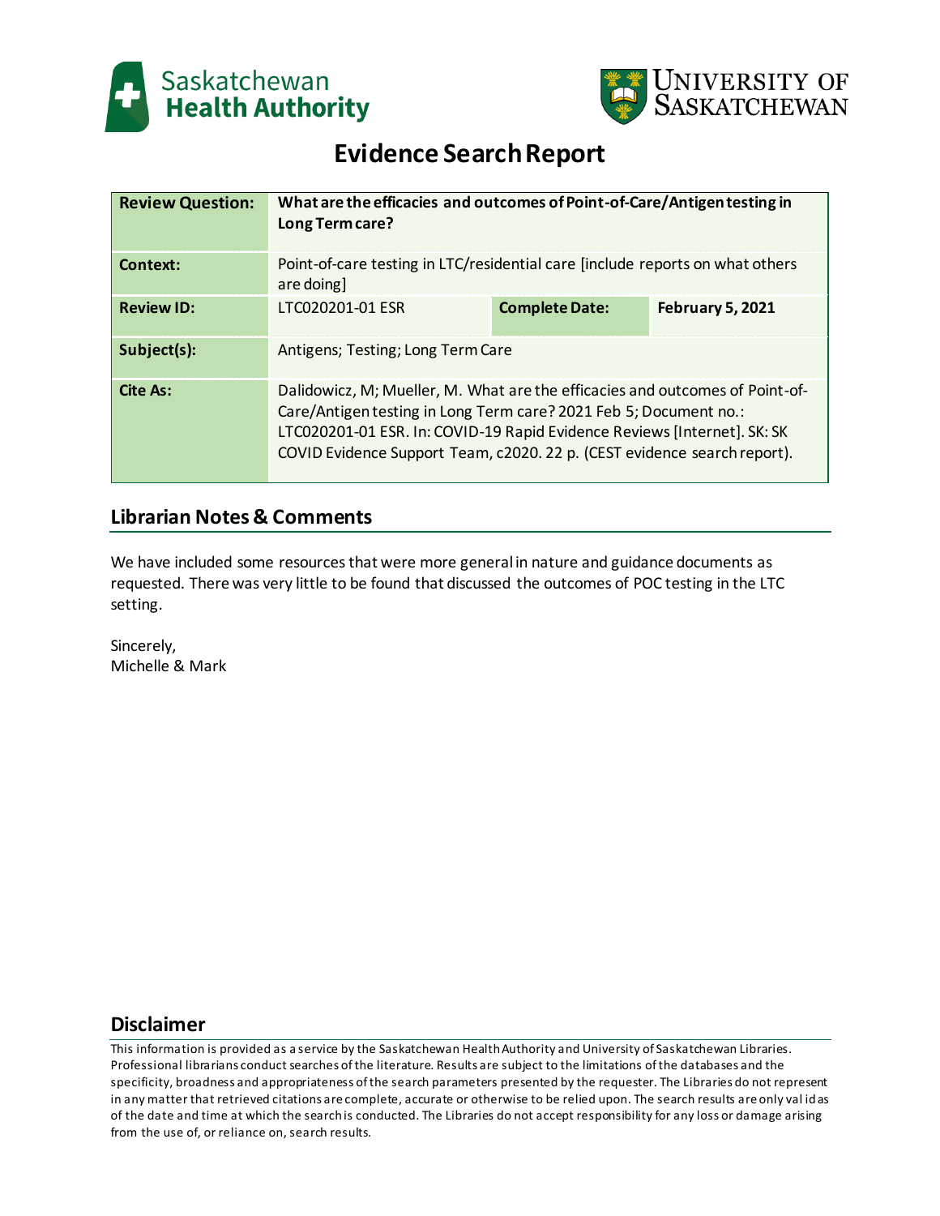Saskatchewan Health Authority

University of Saskatchewan

# Evidence Search Report

| **Review Question:** | **What are the efficacies and outcomes of Point-of-Care/Antigen testing in Long Term care?** | | |
|---|---|---|---|
| **Context:** | Point-of-care testing in LTC/residential care [include reports on what others are doing] | | |
| **Review ID:** | LTC020201-01 ESR | **Complete Date:** | **February 5, 2021** |
| **Subject(s):** | Antigens; Testing; Long Term Care | | |
| **Cite As:** | Dalidowicz, M; Mueller, M. What are the efficacies and outcomes of Point-of-Care/Antigen testing in Long Term care? 2021 Feb 5; Document no.: LTC020201-01 ESR. In: COVID-19 Rapid Evidence Reviews [Internet]. SK: SK COVID Evidence Support Team, c2020. 22 p. (CEST evidence search report). | | |

## Librarian Notes & Comments

We have included some resources that were more general in nature and guidance documents as requested. There was very little to be found that discussed the outcomes of POC testing in the LTC setting.

Sincerely,
Michelle & Mark

## Disclaimer

This information is provided as a service by the Saskatchewan Health Authority and University of Saskatchewan Libraries. Professional librarians conduct searches of the literature. Results are subject to the limitations of the databases and the specificity, broadness and appropriateness of the search parameters presented by the requester. The Libraries do not represent in any matter that retrieved citations are complete, accurate or otherwise to be relied upon. The search results are only valid as of the date and time at which the search is conducted. The Libraries do not accept responsibility for any loss or damage arising from the use of, or reliance on, search results.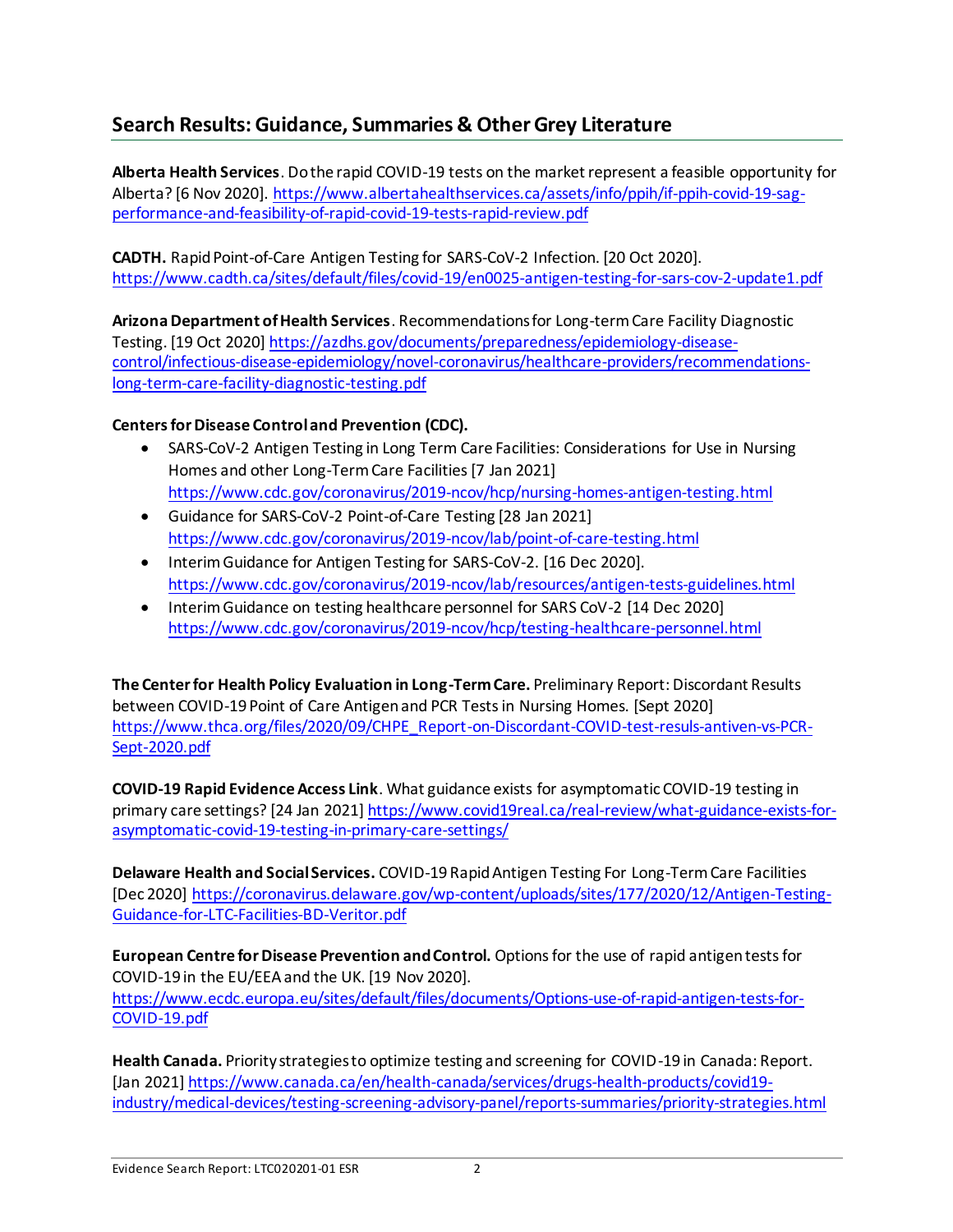## Search Results: Guidance, Summaries & Other Grey Literature

**Alberta Health Services**. Do the rapid COVID-19 tests on the market represent a feasible opportunity for Alberta? [6 Nov 2020]. https://www.albertahealthservices.ca/assets/info/ppih/if-ppih-covid-19-sag-performance-and-feasibility-of-rapid-covid-19-tests-rapid-review.pdf

**CADTH.** Rapid Point-of-Care Antigen Testing for SARS-CoV-2 Infection. [20 Oct 2020]. https://www.cadth.ca/sites/default/files/covid-19/en0025-antigen-testing-for-sars-cov-2-update1.pdf

**Arizona Department of Health Services**. Recommendations for Long-term Care Facility Diagnostic Testing. [19 Oct 2020] https://azdhs.gov/documents/preparedness/epidemiology-disease-control/infectious-disease-epidemiology/novel-coronavirus/healthcare-providers/recommendations-long-term-care-facility-diagnostic-testing.pdf

**Centers for Disease Control and Prevention (CDC).**

- SARS-CoV-2 Antigen Testing in Long Term Care Facilities: Considerations for Use in Nursing Homes and other Long-Term Care Facilities [7 Jan 2021] https://www.cdc.gov/coronavirus/2019-ncov/hcp/nursing-homes-antigen-testing.html
- Guidance for SARS-CoV-2 Point-of-Care Testing [28 Jan 2021] https://www.cdc.gov/coronavirus/2019-ncov/lab/point-of-care-testing.html
- Interim Guidance for Antigen Testing for SARS-CoV-2. [16 Dec 2020]. https://www.cdc.gov/coronavirus/2019-ncov/lab/resources/antigen-tests-guidelines.html
- Interim Guidance on testing healthcare personnel for SARS CoV-2 [14 Dec 2020] https://www.cdc.gov/coronavirus/2019-ncov/hcp/testing-healthcare-personnel.html

**The Center for Health Policy Evaluation in Long-Term Care.** Preliminary Report: Discordant Results between COVID-19 Point of Care Antigen and PCR Tests in Nursing Homes. [Sept 2020] https://www.thca.org/files/2020/09/CHPE_Report-on-Discordant-COVID-test-resuls-antiven-vs-PCR-Sept-2020.pdf

**COVID-19 Rapid Evidence Access Link**. What guidance exists for asymptomatic COVID-19 testing in primary care settings? [24 Jan 2021] https://www.covid19real.ca/real-review/what-guidance-exists-for-asymptomatic-covid-19-testing-in-primary-care-settings/

**Delaware Health and Social Services.** COVID-19 Rapid Antigen Testing For Long-Term Care Facilities [Dec 2020] https://coronavirus.delaware.gov/wp-content/uploads/sites/177/2020/12/Antigen-Testing-Guidance-for-LTC-Facilities-BD-Veritor.pdf

**European Centre for Disease Prevention and Control.** Options for the use of rapid antigen tests for COVID-19 in the EU/EEA and the UK. [19 Nov 2020]. https://www.ecdc.europa.eu/sites/default/files/documents/Options-use-of-rapid-antigen-tests-for-COVID-19.pdf

**Health Canada.** Priority strategies to optimize testing and screening for COVID-19 in Canada: Report. [Jan 2021] https://www.canada.ca/en/health-canada/services/drugs-health-products/covid19-industry/medical-devices/testing-screening-advisory-panel/reports-summaries/priority-strategies.html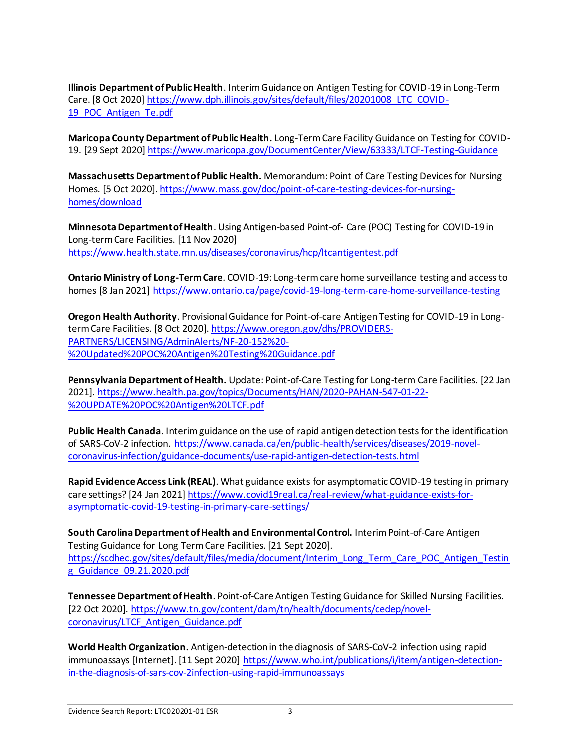**Illinois Department of Public Health**. Interim Guidance on Antigen Testing for COVID-19 in Long-Term Care. [8 Oct 2020] https://www.dph.illinois.gov/sites/default/files/20201008_LTC_COVID-19_POC_Antigen_Te.pdf

**Maricopa County Department of Public Health.** Long-Term Care Facility Guidance on Testing for COVID-19. [29 Sept 2020] https://www.maricopa.gov/DocumentCenter/View/63333/LTCF-Testing-Guidance

**Massachusetts Department of Public Health.** Memorandum: Point of Care Testing Devices for Nursing Homes. [5 Oct 2020]. https://www.mass.gov/doc/point-of-care-testing-devices-for-nursing-homes/download

**Minnesota Department of Health**. Using Antigen-based Point-of- Care (POC) Testing for COVID-19 in Long-term Care Facilities. [11 Nov 2020] https://www.health.state.mn.us/diseases/coronavirus/hcp/ltcantigentest.pdf

**Ontario Ministry of Long-Term Care**. COVID-19: Long-term care home surveillance testing and access to homes [8 Jan 2021] https://www.ontario.ca/page/covid-19-long-term-care-home-surveillance-testing

**Oregon Health Authority**. Provisional Guidance for Point-of-care Antigen Testing for COVID-19 in Long-term Care Facilities. [8 Oct 2020]. https://www.oregon.gov/dhs/PROVIDERS-PARTNERS/LICENSING/AdminAlerts/NF-20-152%20-%20Updated%20POC%20Antigen%20Testing%20Guidance.pdf

**Pennsylvania Department of Health.** Update: Point-of-Care Testing for Long-term Care Facilities. [22 Jan 2021]. https://www.health.pa.gov/topics/Documents/HAN/2020-PAHAN-547-01-22-%20UPDATE%20POC%20Antigen%20LTCF.pdf

**Public Health Canada**. Interim guidance on the use of rapid antigen detection tests for the identification of SARS-CoV-2 infection. https://www.canada.ca/en/public-health/services/diseases/2019-novel-coronavirus-infection/guidance-documents/use-rapid-antigen-detection-tests.html

**Rapid Evidence Access Link (REAL)**. What guidance exists for asymptomatic COVID-19 testing in primary care settings? [24 Jan 2021] https://www.covid19real.ca/real-review/what-guidance-exists-for-asymptomatic-covid-19-testing-in-primary-care-settings/

**South Carolina Department of Health and Environmental Control.** Interim Point-of-Care Antigen Testing Guidance for Long Term Care Facilities. [21 Sept 2020]. https://scdhec.gov/sites/default/files/media/document/Interim_Long_Term_Care_POC_Antigen_Testing_Guidance_09.21.2020.pdf

**Tennessee Department of Health**. Point-of-Care Antigen Testing Guidance for Skilled Nursing Facilities. [22 Oct 2020]. https://www.tn.gov/content/dam/tn/health/documents/cedep/novel-coronavirus/LTCF_Antigen_Guidance.pdf

**World Health Organization.** Antigen-detection in the diagnosis of SARS-CoV-2 infection using rapid immunoassays [Internet]. [11 Sept 2020] https://www.who.int/publications/i/item/antigen-detection-in-the-diagnosis-of-sars-cov-2infection-using-rapid-immunoassays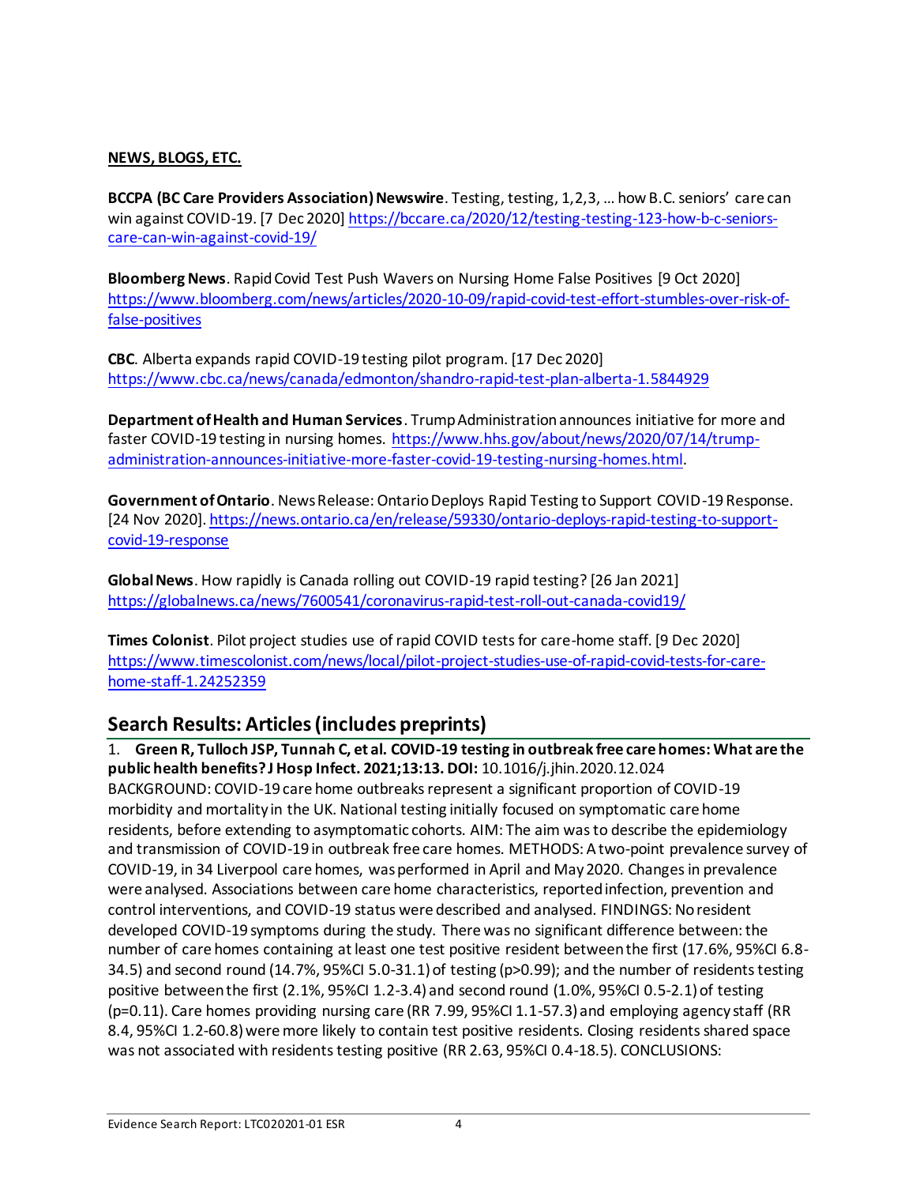**NEWS, BLOGS, ETC.**

**BCCPA (BC Care Providers Association) Newswire**. Testing, testing, 1,2,3, … how B.C. seniors' care can win against COVID-19. [7 Dec 2020] https://bccare.ca/2020/12/testing-testing-123-how-b-c-seniors-care-can-win-against-covid-19/

**Bloomberg News**. Rapid Covid Test Push Wavers on Nursing Home False Positives [9 Oct 2020] https://www.bloomberg.com/news/articles/2020-10-09/rapid-covid-test-effort-stumbles-over-risk-of-false-positives

**CBC**. Alberta expands rapid COVID-19 testing pilot program. [17 Dec 2020] https://www.cbc.ca/news/canada/edmonton/shandro-rapid-test-plan-alberta-1.5844929

**Department of Health and Human Services**. Trump Administration announces initiative for more and faster COVID-19 testing in nursing homes. https://www.hhs.gov/about/news/2020/07/14/trump-administration-announces-initiative-more-faster-covid-19-testing-nursing-homes.html.

**Government of Ontario**. News Release: Ontario Deploys Rapid Testing to Support COVID-19 Response. [24 Nov 2020]. https://news.ontario.ca/en/release/59330/ontario-deploys-rapid-testing-to-support-covid-19-response

**Global News**. How rapidly is Canada rolling out COVID-19 rapid testing? [26 Jan 2021] https://globalnews.ca/news/7600541/coronavirus-rapid-test-roll-out-canada-covid19/

**Times Colonist**. Pilot project studies use of rapid COVID tests for care-home staff. [9 Dec 2020] https://www.timescolonist.com/news/local/pilot-project-studies-use-of-rapid-covid-tests-for-care-home-staff-1.24252359

## Search Results: Articles (includes preprints)

1. **Green R, Tulloch JSP, Tunnah C, et al. COVID-19 testing in outbreak free care homes: What are the public health benefits? J Hosp Infect. 2021;13:13. DOI:** 10.1016/j.jhin.2020.12.024
BACKGROUND: COVID-19 care home outbreaks represent a significant proportion of COVID-19 morbidity and mortality in the UK. National testing initially focused on symptomatic care home residents, before extending to asymptomatic cohorts. AIM: The aim was to describe the epidemiology and transmission of COVID-19 in outbreak free care homes. METHODS: A two-point prevalence survey of COVID-19, in 34 Liverpool care homes, was performed in April and May 2020. Changes in prevalence were analysed. Associations between care home characteristics, reported infection, prevention and control interventions, and COVID-19 status were described and analysed. FINDINGS: No resident developed COVID-19 symptoms during the study. There was no significant difference between: the number of care homes containing at least one test positive resident between the first (17.6%, 95%CI 6.8-34.5) and second round (14.7%, 95%CI 5.0-31.1) of testing ($p>0.99$); and the number of residents testing positive between the first (2.1%, 95%CI 1.2-3.4) and second round (1.0%, 95%CI 0.5-2.1) of testing ($p=0.11$). Care homes providing nursing care (RR 7.99, 95%CI 1.1-57.3) and employing agency staff (RR 8.4, 95%CI 1.2-60.8) were more likely to contain test positive residents. Closing residents shared space was not associated with residents testing positive (RR 2.63, 95%CI 0.4-18.5). CONCLUSIONS: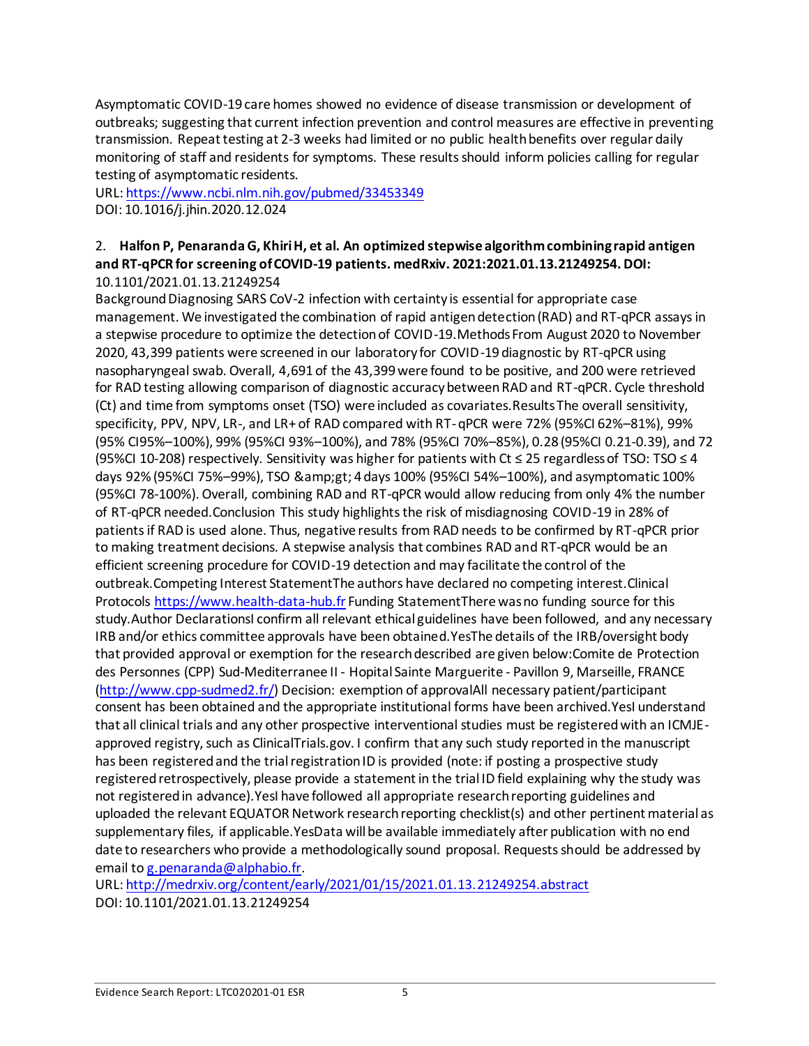Asymptomatic COVID-19 care homes showed no evidence of disease transmission or development of outbreaks; suggesting that current infection prevention and control measures are effective in preventing transmission. Repeat testing at 2-3 weeks had limited or no public health benefits over regular daily monitoring of staff and residents for symptoms. These results should inform policies calling for regular testing of asymptomatic residents.
URL: https://www.ncbi.nlm.nih.gov/pubmed/33453349
DOI: 10.1016/j.jhin.2020.12.024

2. **Halfon P, Penaranda G, Khiri H, et al. An optimized stepwise algorithm combining rapid antigen and RT-qPCR for screening of COVID-19 patients. medRxiv. 2021:2021.01.13.21249254. DOI:** 10.1101/2021.01.13.21249254
Background Diagnosing SARS CoV-2 infection with certainty is essential for appropriate case management. We investigated the combination of rapid antigen detection (RAD) and RT-qPCR assays in a stepwise procedure to optimize the detection of COVID-19.Methods From August 2020 to November 2020, 43,399 patients were screened in our laboratory for COVID-19 diagnostic by RT-qPCR using nasopharyngeal swab. Overall, 4,691 of the 43,399 were found to be positive, and 200 were retrieved for RAD testing allowing comparison of diagnostic accuracy between RAD and RT-qPCR. Cycle threshold (Ct) and time from symptoms onset (TSO) were included as covariates.Results The overall sensitivity, specificity, PPV, NPV, LR-, and LR+ of RAD compared with RT- qPCR were 72% (95%CI 62%–81%), 99% (95% CI95%–100%), 99% (95%CI 93%–100%), and 78% (95%CI 70%–85%), 0.28 (95%CI 0.21-0.39), and 72 (95%CI 10-208) respectively. Sensitivity was higher for patients with Ct ≤ 25 regardless of TSO: TSO ≤ 4 days 92% (95%CI 75%–99%), TSO &amp;gt; 4 days 100% (95%CI 54%–100%), and asymptomatic 100% (95%CI 78-100%). Overall, combining RAD and RT-qPCR would allow reducing from only 4% the number of RT-qPCR needed.Conclusion This study highlights the risk of misdiagnosing COVID-19 in 28% of patients if RAD is used alone. Thus, negative results from RAD needs to be confirmed by RT-qPCR prior to making treatment decisions. A stepwise analysis that combines RAD and RT-qPCR would be an efficient screening procedure for COVID-19 detection and may facilitate the control of the outbreak.Competing Interest StatementThe authors have declared no competing interest.Clinical Protocols https://www.health-data-hub.fr Funding StatementThere was no funding source for this study.Author DeclarationsI confirm all relevant ethical guidelines have been followed, and any necessary IRB and/or ethics committee approvals have been obtained.YesThe details of the IRB/oversight body that provided approval or exemption for the research described are given below:Comite de Protection des Personnes (CPP) Sud-Mediterranee II - Hopital Sainte Marguerite - Pavillon 9, Marseille, FRANCE (http://www.cpp-sudmed2.fr/) Decision: exemption of approvalAll necessary patient/participant consent has been obtained and the appropriate institutional forms have been archived.YesI understand that all clinical trials and any other prospective interventional studies must be registered with an ICMJE-approved registry, such as ClinicalTrials.gov. I confirm that any such study reported in the manuscript has been registered and the trial registration ID is provided (note: if posting a prospective study registered retrospectively, please provide a statement in the trial ID field explaining why the study was not registered in advance).YesI have followed all appropriate research reporting guidelines and uploaded the relevant EQUATOR Network research reporting checklist(s) and other pertinent material as supplementary files, if applicable.YesData will be available immediately after publication with no end date to researchers who provide a methodologically sound proposal. Requests should be addressed by email to g.penaranda@alphabio.fr.
URL: http://medrxiv.org/content/early/2021/01/15/2021.01.13.21249254.abstract
DOI: 10.1101/2021.01.13.21249254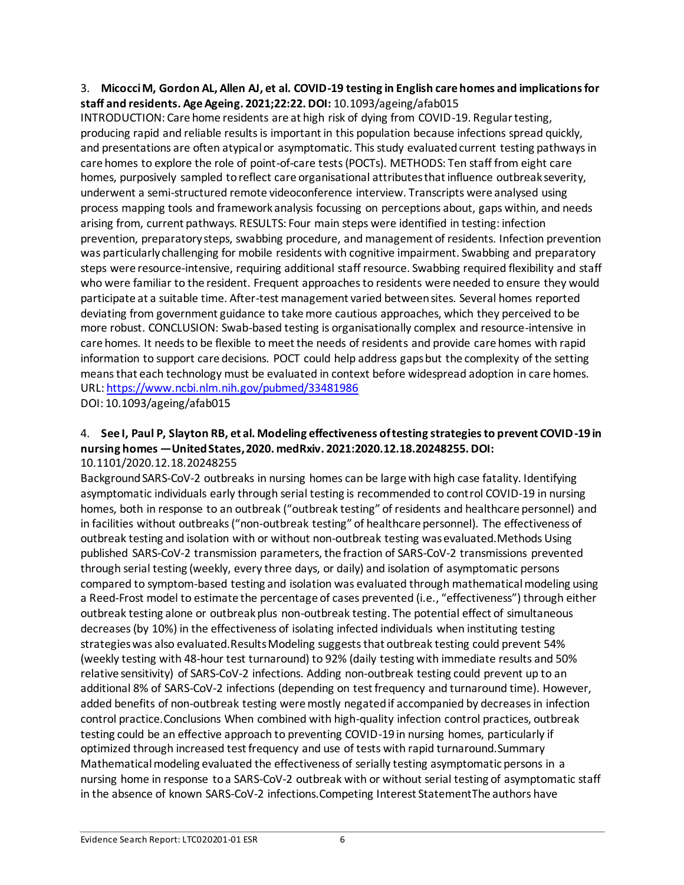3. **Micocci M, Gordon AL, Allen AJ, et al. COVID-19 testing in English care homes and implications for staff and residents. Age Ageing. 2021;22:22. DOI:** 10.1093/ageing/afab015

INTRODUCTION: Care home residents are at high risk of dying from COVID-19. Regular testing, producing rapid and reliable results is important in this population because infections spread quickly, and presentations are often atypical or asymptomatic. This study evaluated current testing pathways in care homes to explore the role of point-of-care tests (POCTs). METHODS: Ten staff from eight care homes, purposively sampled to reflect care organisational attributes that influence outbreak severity, underwent a semi-structured remote videoconference interview. Transcripts were analysed using process mapping tools and framework analysis focussing on perceptions about, gaps within, and needs arising from, current pathways. RESULTS: Four main steps were identified in testing: infection prevention, preparatory steps, swabbing procedure, and management of residents. Infection prevention was particularly challenging for mobile residents with cognitive impairment. Swabbing and preparatory steps were resource-intensive, requiring additional staff resource. Swabbing required flexibility and staff who were familiar to the resident. Frequent approaches to residents were needed to ensure they would participate at a suitable time. After-test management varied between sites. Several homes reported deviating from government guidance to take more cautious approaches, which they perceived to be more robust. CONCLUSION: Swab-based testing is organisationally complex and resource-intensive in care homes. It needs to be flexible to meet the needs of residents and provide care homes with rapid information to support care decisions. POCT could help address gaps but the complexity of the setting means that each technology must be evaluated in context before widespread adoption in care homes.
URL: https://www.ncbi.nlm.nih.gov/pubmed/33481986
DOI: 10.1093/ageing/afab015

4. **See I, Paul P, Slayton RB, et al. Modeling effectiveness of testing strategies to prevent COVID-19 in nursing homes —United States, 2020. medRxiv. 2021:2020.12.18.20248255. DOI:** 10.1101/2020.12.18.20248255

Background SARS-CoV-2 outbreaks in nursing homes can be large with high case fatality. Identifying asymptomatic individuals early through serial testing is recommended to control COVID-19 in nursing homes, both in response to an outbreak ("outbreak testing" of residents and healthcare personnel) and in facilities without outbreaks ("non-outbreak testing" of healthcare personnel). The effectiveness of outbreak testing and isolation with or without non-outbreak testing was evaluated.Methods Using published SARS-CoV-2 transmission parameters, the fraction of SARS-CoV-2 transmissions prevented through serial testing (weekly, every three days, or daily) and isolation of asymptomatic persons compared to symptom-based testing and isolation was evaluated through mathematical modeling using a Reed-Frost model to estimate the percentage of cases prevented (i.e., "effectiveness") through either outbreak testing alone or outbreak plus non-outbreak testing. The potential effect of simultaneous decreases (by 10%) in the effectiveness of isolating infected individuals when instituting testing strategies was also evaluated.Results Modeling suggests that outbreak testing could prevent 54% (weekly testing with 48-hour test turnaround) to 92% (daily testing with immediate results and 50% relative sensitivity) of SARS-CoV-2 infections. Adding non-outbreak testing could prevent up to an additional 8% of SARS-CoV-2 infections (depending on test frequency and turnaround time). However, added benefits of non-outbreak testing were mostly negated if accompanied by decreases in infection control practice.Conclusions When combined with high-quality infection control practices, outbreak testing could be an effective approach to preventing COVID-19 in nursing homes, particularly if optimized through increased test frequency and use of tests with rapid turnaround.Summary Mathematical modeling evaluated the effectiveness of serially testing asymptomatic persons in a nursing home in response to a SARS-CoV-2 outbreak with or without serial testing of asymptomatic staff in the absence of known SARS-CoV-2 infections.Competing Interest StatementThe authors have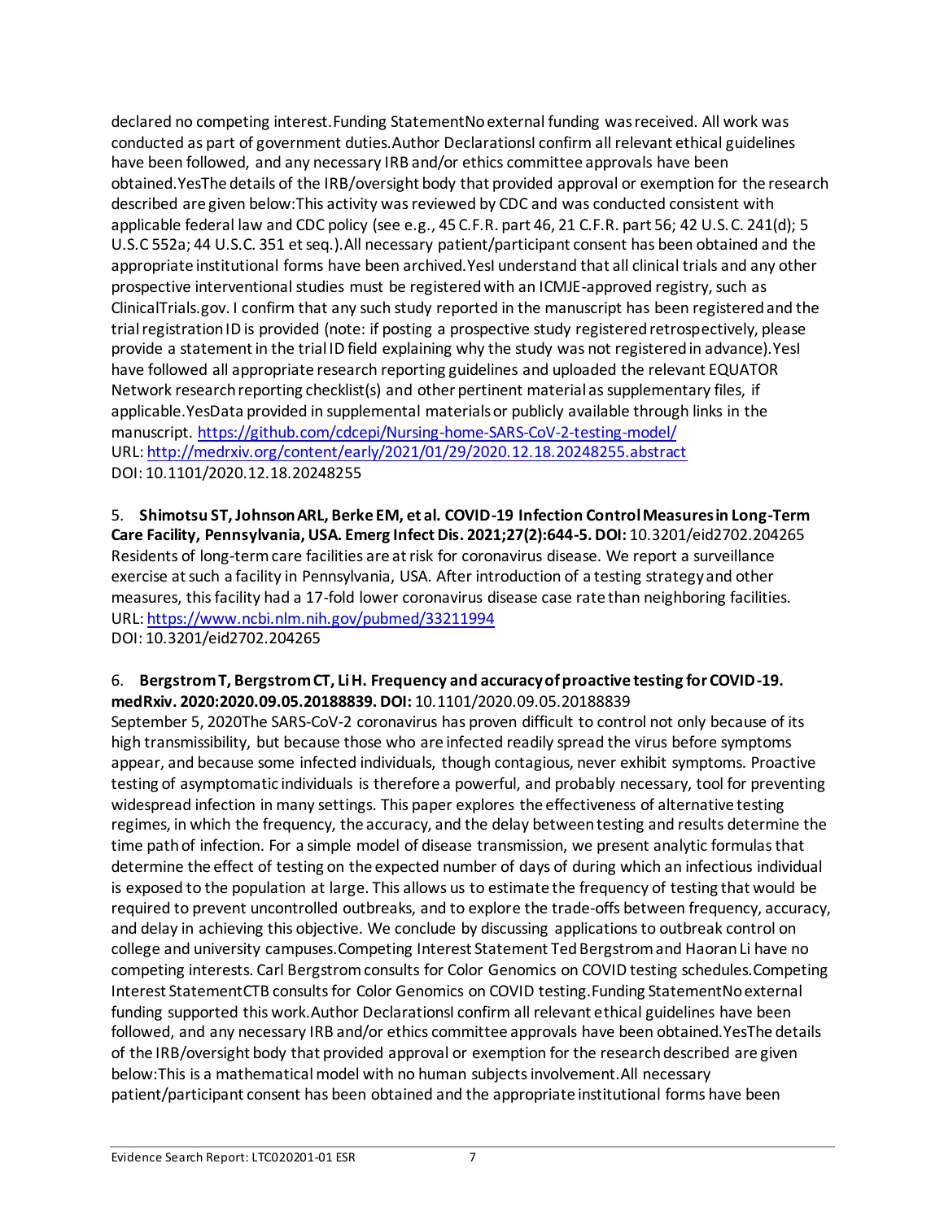declared no competing interest.Funding StatementNo external funding was received. All work was conducted as part of government duties.Author DeclarationsI confirm all relevant ethical guidelines have been followed, and any necessary IRB and/or ethics committee approvals have been obtained.YesThe details of the IRB/oversight body that provided approval or exemption for the research described are given below:This activity was reviewed by CDC and was conducted consistent with applicable federal law and CDC policy (see e.g., 45 C.F.R. part 46, 21 C.F.R. part 56; 42 U.S.C. 241(d); 5 U.S.C 552a; 44 U.S.C. 351 et seq.).All necessary patient/participant consent has been obtained and the appropriate institutional forms have been archived.YesI understand that all clinical trials and any other prospective interventional studies must be registered with an ICMJE-approved registry, such as ClinicalTrials.gov. I confirm that any such study reported in the manuscript has been registered and the trial registration ID is provided (note: if posting a prospective study registered retrospectively, please provide a statement in the trial ID field explaining why the study was not registered in advance).YesI have followed all appropriate research reporting guidelines and uploaded the relevant EQUATOR Network research reporting checklist(s) and other pertinent material as supplementary files, if applicable.YesData provided in supplemental materials or publicly available through links in the manuscript. https://github.com/cdcepi/Nursing-home-SARS-CoV-2-testing-model/
URL: http://medrxiv.org/content/early/2021/01/29/2020.12.18.20248255.abstract
DOI: 10.1101/2020.12.18.20248255

5. **Shimotsu ST, Johnson ARL, Berke EM, et al. COVID-19 Infection Control Measures in Long-Term Care Facility, Pennsylvania, USA. Emerg Infect Dis. 2021;27(2):644-5. DOI:** 10.3201/eid2702.204265
Residents of long-term care facilities are at risk for coronavirus disease. We report a surveillance exercise at such a facility in Pennsylvania, USA. After introduction of a testing strategy and other measures, this facility had a 17-fold lower coronavirus disease case rate than neighboring facilities.
URL: https://www.ncbi.nlm.nih.gov/pubmed/33211994
DOI: 10.3201/eid2702.204265

6. **Bergstrom T, Bergstrom CT, Li H. Frequency and accuracy of proactive testing for COVID-19. medRxiv. 2020:2020.09.05.20188839. DOI:** 10.1101/2020.09.05.20188839
September 5, 2020The SARS-CoV-2 coronavirus has proven difficult to control not only because of its high transmissibility, but because those who are infected readily spread the virus before symptoms appear, and because some infected individuals, though contagious, never exhibit symptoms. Proactive testing of asymptomatic individuals is therefore a powerful, and probably necessary, tool for preventing widespread infection in many settings. This paper explores the effectiveness of alternative testing regimes, in which the frequency, the accuracy, and the delay between testing and results determine the time path of infection. For a simple model of disease transmission, we present analytic formulas that determine the effect of testing on the expected number of days of during which an infectious individual is exposed to the population at large. This allows us to estimate the frequency of testing that would be required to prevent uncontrolled outbreaks, and to explore the trade-offs between frequency, accuracy, and delay in achieving this objective. We conclude by discussing applications to outbreak control on college and university campuses.Competing Interest Statement Ted Bergstrom and Haoran Li have no competing interests. Carl Bergstrom consults for Color Genomics on COVID testing schedules.Competing Interest StatementCTB consults for Color Genomics on COVID testing.Funding StatementNo external funding supported this work.Author DeclarationsI confirm all relevant ethical guidelines have been followed, and any necessary IRB and/or ethics committee approvals have been obtained.YesThe details of the IRB/oversight body that provided approval or exemption for the research described are given below:This is a mathematical model with no human subjects involvement.All necessary patient/participant consent has been obtained and the appropriate institutional forms have been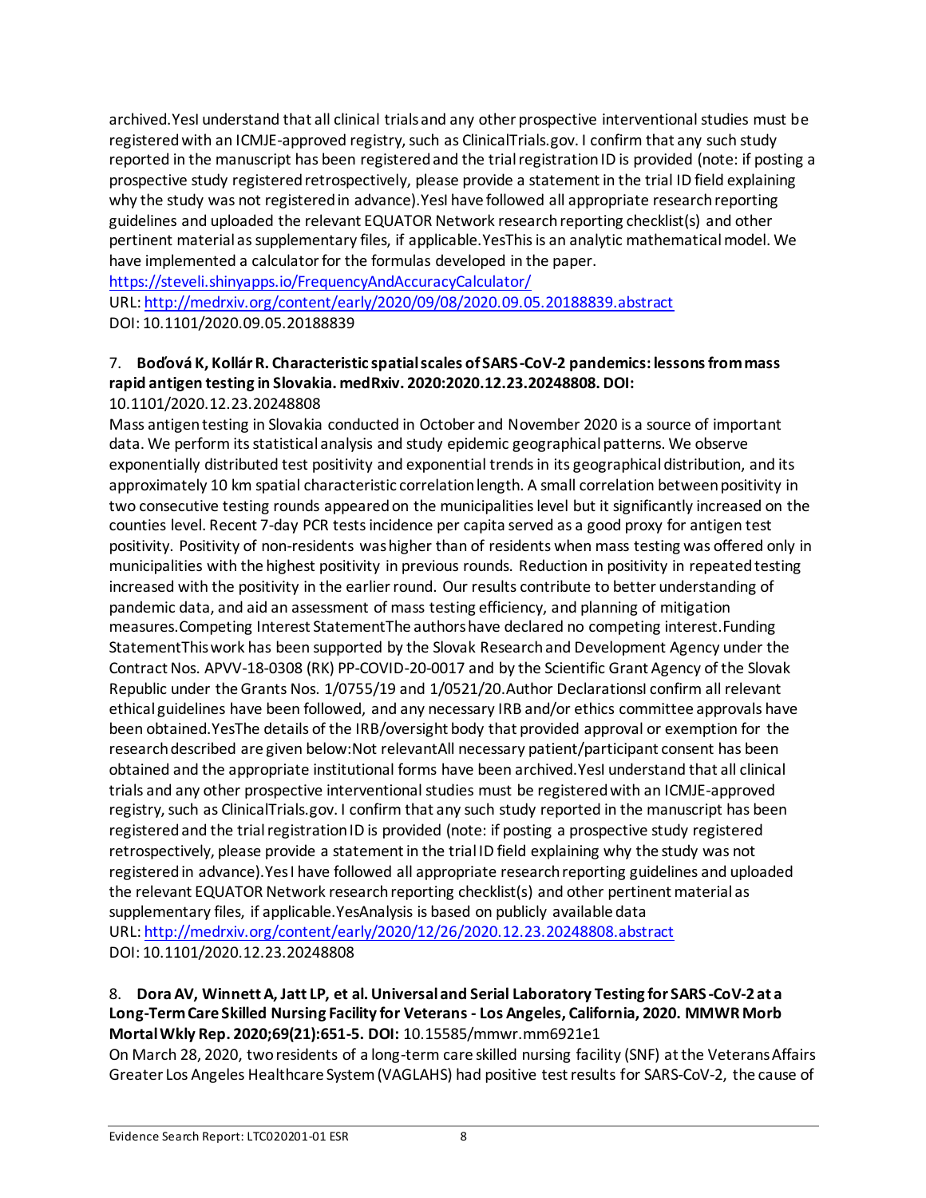archived.YesI understand that all clinical trials and any other prospective interventional studies must be registered with an ICMJE-approved registry, such as ClinicalTrials.gov. I confirm that any such study reported in the manuscript has been registered and the trial registration ID is provided (note: if posting a prospective study registered retrospectively, please provide a statement in the trial ID field explaining why the study was not registered in advance).YesI have followed all appropriate research reporting guidelines and uploaded the relevant EQUATOR Network research reporting checklist(s) and other pertinent material as supplementary files, if applicable.YesThis is an analytic mathematical model. We have implemented a calculator for the formulas developed in the paper. https://steveli.shinyapps.io/FrequencyAndAccuracyCalculator/
URL: http://medrxiv.org/content/early/2020/09/08/2020.09.05.20188839.abstract
DOI: 10.1101/2020.09.05.20188839

7. **Boďová K, Kollár R. Characteristic spatial scales of SARS-CoV-2 pandemics: lessons from mass rapid antigen testing in Slovakia. medRxiv. 2020:2020.12.23.20248808. DOI:** 10.1101/2020.12.23.20248808

Mass antigen testing in Slovakia conducted in October and November 2020 is a source of important data. We perform its statistical analysis and study epidemic geographical patterns. We observe exponentially distributed test positivity and exponential trends in its geographical distribution, and its approximately 10 km spatial characteristic correlation length. A small correlation between positivity in two consecutive testing rounds appeared on the municipalities level but it significantly increased on the counties level. Recent 7-day PCR tests incidence per capita served as a good proxy for antigen test positivity. Positivity of non-residents was higher than of residents when mass testing was offered only in municipalities with the highest positivity in previous rounds. Reduction in positivity in repeated testing increased with the positivity in the earlier round. Our results contribute to better understanding of pandemic data, and aid an assessment of mass testing efficiency, and planning of mitigation measures.Competing Interest StatementThe authors have declared no competing interest.Funding StatementThis work has been supported by the Slovak Research and Development Agency under the Contract Nos. APVV-18-0308 (RK) PP-COVID-20-0017 and by the Scientific Grant Agency of the Slovak Republic under the Grants Nos. 1/0755/19 and 1/0521/20.Author DeclarationsI confirm all relevant ethical guidelines have been followed, and any necessary IRB and/or ethics committee approvals have been obtained.YesThe details of the IRB/oversight body that provided approval or exemption for the research described are given below:Not relevantAll necessary patient/participant consent has been obtained and the appropriate institutional forms have been archived.YesI understand that all clinical trials and any other prospective interventional studies must be registered with an ICMJE-approved registry, such as ClinicalTrials.gov. I confirm that any such study reported in the manuscript has been registered and the trial registration ID is provided (note: if posting a prospective study registered retrospectively, please provide a statement in the trial ID field explaining why the study was not registered in advance).Yes I have followed all appropriate research reporting guidelines and uploaded the relevant EQUATOR Network research reporting checklist(s) and other pertinent material as supplementary files, if applicable.YesAnalysis is based on publicly available data
URL: http://medrxiv.org/content/early/2020/12/26/2020.12.23.20248808.abstract
DOI: 10.1101/2020.12.23.20248808

8. **Dora AV, Winnett A, Jatt LP, et al. Universal and Serial Laboratory Testing for SARS-CoV-2 at a Long-Term Care Skilled Nursing Facility for Veterans - Los Angeles, California, 2020. MMWR Morb Mortal Wkly Rep. 2020;69(21):651-5. DOI:** 10.15585/mmwr.mm6921e1

On March 28, 2020, two residents of a long-term care skilled nursing facility (SNF) at the Veterans Affairs Greater Los Angeles Healthcare System (VAGLAHS) had positive test results for SARS-CoV-2, the cause of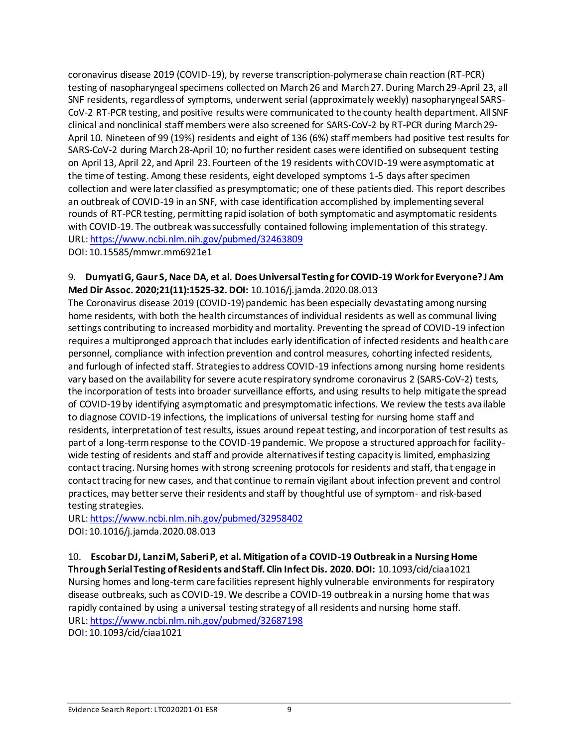coronavirus disease 2019 (COVID-19), by reverse transcription-polymerase chain reaction (RT-PCR) testing of nasopharyngeal specimens collected on March 26 and March 27. During March 29-April 23, all SNF residents, regardless of symptoms, underwent serial (approximately weekly) nasopharyngeal SARS-CoV-2 RT-PCR testing, and positive results were communicated to the county health department. All SNF clinical and nonclinical staff members were also screened for SARS-CoV-2 by RT-PCR during March 29-April 10. Nineteen of 99 (19%) residents and eight of 136 (6%) staff members had positive test results for SARS-CoV-2 during March 28-April 10; no further resident cases were identified on subsequent testing on April 13, April 22, and April 23. Fourteen of the 19 residents with COVID-19 were asymptomatic at the time of testing. Among these residents, eight developed symptoms 1-5 days after specimen collection and were later classified as presymptomatic; one of these patients died. This report describes an outbreak of COVID-19 in an SNF, with case identification accomplished by implementing several rounds of RT-PCR testing, permitting rapid isolation of both symptomatic and asymptomatic residents with COVID-19. The outbreak was successfully contained following implementation of this strategy.
URL: https://www.ncbi.nlm.nih.gov/pubmed/32463809
DOI: 10.15585/mmwr.mm6921e1

9. **Dumyati G, Gaur S, Nace DA, et al. Does Universal Testing for COVID-19 Work for Everyone? J Am Med Dir Assoc. 2020;21(11):1525-32. DOI:** 10.1016/j.jamda.2020.08.013
The Coronavirus disease 2019 (COVID-19) pandemic has been especially devastating among nursing home residents, with both the health circumstances of individual residents as well as communal living settings contributing to increased morbidity and mortality. Preventing the spread of COVID-19 infection requires a multipronged approach that includes early identification of infected residents and health care personnel, compliance with infection prevention and control measures, cohorting infected residents, and furlough of infected staff. Strategies to address COVID-19 infections among nursing home residents vary based on the availability for severe acute respiratory syndrome coronavirus 2 (SARS-CoV-2) tests, the incorporation of tests into broader surveillance efforts, and using results to help mitigate the spread of COVID-19 by identifying asymptomatic and presymptomatic infections. We review the tests available to diagnose COVID-19 infections, the implications of universal testing for nursing home staff and residents, interpretation of test results, issues around repeat testing, and incorporation of test results as part of a long-term response to the COVID-19 pandemic. We propose a structured approach for facility-wide testing of residents and staff and provide alternatives if testing capacity is limited, emphasizing contact tracing. Nursing homes with strong screening protocols for residents and staff, that engage in contact tracing for new cases, and that continue to remain vigilant about infection prevent and control practices, may better serve their residents and staff by thoughtful use of symptom- and risk-based testing strategies.
URL: https://www.ncbi.nlm.nih.gov/pubmed/32958402
DOI: 10.1016/j.jamda.2020.08.013

10. **Escobar DJ, Lanzi M, Saberi P, et al. Mitigation of a COVID-19 Outbreak in a Nursing Home Through Serial Testing of Residents and Staff. Clin Infect Dis. 2020. DOI:** 10.1093/cid/ciaa1021
Nursing homes and long-term care facilities represent highly vulnerable environments for respiratory disease outbreaks, such as COVID-19. We describe a COVID-19 outbreak in a nursing home that was rapidly contained by using a universal testing strategy of all residents and nursing home staff.
URL: https://www.ncbi.nlm.nih.gov/pubmed/32687198
DOI: 10.1093/cid/ciaa1021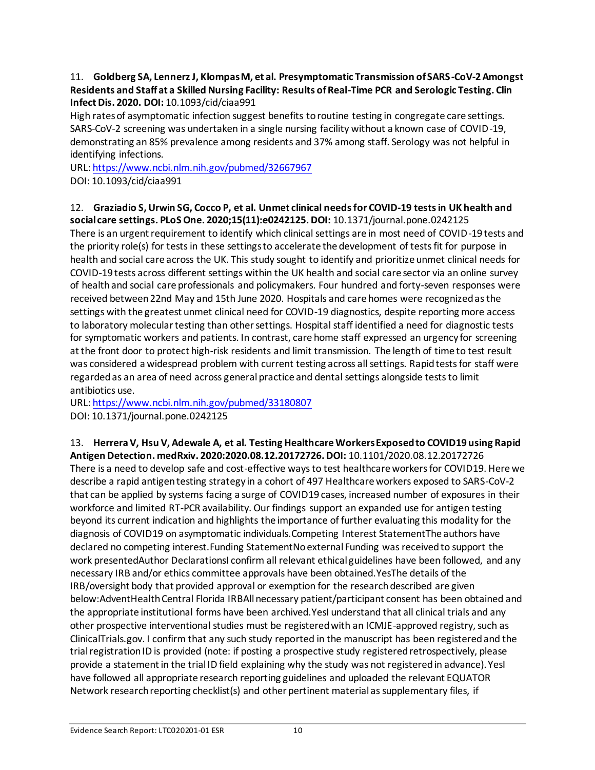11. **Goldberg SA, Lennerz J, Klompas M, et al. Presymptomatic Transmission of SARS-CoV-2 Amongst Residents and Staff at a Skilled Nursing Facility: Results of Real-Time PCR and Serologic Testing. Clin Infect Dis. 2020. DOI:** 10.1093/cid/ciaa991

High rates of asymptomatic infection suggest benefits to routine testing in congregate care settings. SARS-CoV-2 screening was undertaken in a single nursing facility without a known case of COVID-19, demonstrating an 85% prevalence among residents and 37% among staff. Serology was not helpful in identifying infections.

URL: https://www.ncbi.nlm.nih.gov/pubmed/32667967

DOI: 10.1093/cid/ciaa991

12. **Graziadio S, Urwin SG, Cocco P, et al. Unmet clinical needs for COVID-19 tests in UK health and social care settings. PLoS One. 2020;15(11):e0242125. DOI:** 10.1371/journal.pone.0242125

There is an urgent requirement to identify which clinical settings are in most need of COVID-19 tests and the priority role(s) for tests in these settings to accelerate the development of tests fit for purpose in health and social care across the UK. This study sought to identify and prioritize unmet clinical needs for COVID-19 tests across different settings within the UK health and social care sector via an online survey of health and social care professionals and policymakers. Four hundred and forty-seven responses were received between 22nd May and 15th June 2020. Hospitals and care homes were recognized as the settings with the greatest unmet clinical need for COVID-19 diagnostics, despite reporting more access to laboratory molecular testing than other settings. Hospital staff identified a need for diagnostic tests for symptomatic workers and patients. In contrast, care home staff expressed an urgency for screening at the front door to protect high-risk residents and limit transmission. The length of time to test result was considered a widespread problem with current testing across all settings. Rapid tests for staff were regarded as an area of need across general practice and dental settings alongside tests to limit antibiotics use.

URL: https://www.ncbi.nlm.nih.gov/pubmed/33180807

DOI: 10.1371/journal.pone.0242125

13. **Herrera V, Hsu V, Adewale A, et al. Testing Healthcare Workers Exposed to COVID19 using Rapid Antigen Detection. medRxiv. 2020:2020.08.12.20172726. DOI:** 10.1101/2020.08.12.20172726

There is a need to develop safe and cost-effective ways to test healthcare workers for COVID19. Here we describe a rapid antigen testing strategy in a cohort of 497 Healthcare workers exposed to SARS-CoV-2 that can be applied by systems facing a surge of COVID19 cases, increased number of exposures in their workforce and limited RT-PCR availability. Our findings support an expanded use for antigen testing beyond its current indication and highlights the importance of further evaluating this modality for the diagnosis of COVID19 on asymptomatic individuals.Competing Interest StatementThe authors have declared no competing interest.Funding StatementNo external Funding was received to support the work presentedAuthor DeclarationsI confirm all relevant ethical guidelines have been followed, and any necessary IRB and/or ethics committee approvals have been obtained.YesThe details of the IRB/oversight body that provided approval or exemption for the research described are given below:AdventHealth Central Florida IRBAll necessary patient/participant consent has been obtained and the appropriate institutional forms have been archived.YesI understand that all clinical trials and any other prospective interventional studies must be registered with an ICMJE-approved registry, such as ClinicalTrials.gov. I confirm that any such study reported in the manuscript has been registered and the trial registration ID is provided (note: if posting a prospective study registered retrospectively, please provide a statement in the trial ID field explaining why the study was not registered in advance).YesI have followed all appropriate research reporting guidelines and uploaded the relevant EQUATOR Network research reporting checklist(s) and other pertinent material as supplementary files, if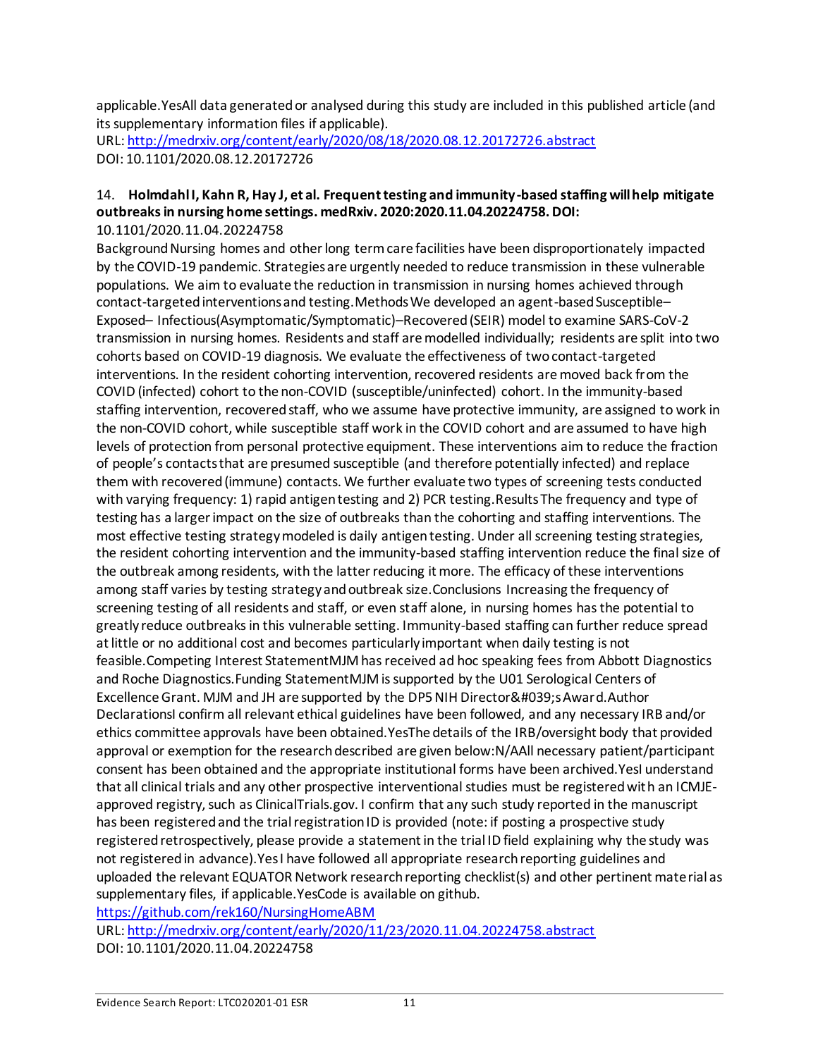applicable.YesAll data generated or analysed during this study are included in this published article (and its supplementary information files if applicable).
URL: http://medrxiv.org/content/early/2020/08/18/2020.08.12.20172726.abstract
DOI: 10.1101/2020.08.12.20172726

14. **Holmdahl I, Kahn R, Hay J, et al. Frequent testing and immunity-based staffing will help mitigate outbreaks in nursing home settings. medRxiv. 2020:2020.11.04.20224758. DOI:** 10.1101/2020.11.04.20224758

Background Nursing homes and other long term care facilities have been disproportionately impacted by the COVID-19 pandemic. Strategies are urgently needed to reduce transmission in these vulnerable populations. We aim to evaluate the reduction in transmission in nursing homes achieved through contact-targeted interventions and testing.Methods We developed an agent-based Susceptible–Exposed– Infectious(Asymptomatic/Symptomatic)–Recovered (SEIR) model to examine SARS-CoV-2 transmission in nursing homes. Residents and staff are modelled individually; residents are split into two cohorts based on COVID-19 diagnosis. We evaluate the effectiveness of two contact-targeted interventions. In the resident cohorting intervention, recovered residents are moved back from the COVID (infected) cohort to the non-COVID (susceptible/uninfected) cohort. In the immunity-based staffing intervention, recovered staff, who we assume have protective immunity, are assigned to work in the non-COVID cohort, while susceptible staff work in the COVID cohort and are assumed to have high levels of protection from personal protective equipment. These interventions aim to reduce the fraction of people's contacts that are presumed susceptible (and therefore potentially infected) and replace them with recovered (immune) contacts. We further evaluate two types of screening tests conducted with varying frequency: 1) rapid antigen testing and 2) PCR testing.Results The frequency and type of testing has a larger impact on the size of outbreaks than the cohorting and staffing interventions. The most effective testing strategy modeled is daily antigen testing. Under all screening testing strategies, the resident cohorting intervention and the immunity-based staffing intervention reduce the final size of the outbreak among residents, with the latter reducing it more. The efficacy of these interventions among staff varies by testing strategy and outbreak size.Conclusions Increasing the frequency of screening testing of all residents and staff, or even staff alone, in nursing homes has the potential to greatly reduce outbreaks in this vulnerable setting. Immunity-based staffing can further reduce spread at little or no additional cost and becomes particularly important when daily testing is not feasible.Competing Interest StatementMJM has received ad hoc speaking fees from Abbott Diagnostics and Roche Diagnostics.Funding StatementMJM is supported by the U01 Serological Centers of Excellence Grant. MJM and JH are supported by the DP5 NIH Director&#039;s Award.Author DeclarationsI confirm all relevant ethical guidelines have been followed, and any necessary IRB and/or ethics committee approvals have been obtained.YesThe details of the IRB/oversight body that provided approval or exemption for the research described are given below:N/AAll necessary patient/participant consent has been obtained and the appropriate institutional forms have been archived.YesI understand that all clinical trials and any other prospective interventional studies must be registered with an ICMJE-approved registry, such as ClinicalTrials.gov. I confirm that any such study reported in the manuscript has been registered and the trial registration ID is provided (note: if posting a prospective study registered retrospectively, please provide a statement in the trial ID field explaining why the study was not registered in advance).YesI have followed all appropriate research reporting guidelines and uploaded the relevant EQUATOR Network research reporting checklist(s) and other pertinent material as supplementary files, if applicable.YesCode is available on github.
https://github.com/rek160/NursingHomeABM
URL: http://medrxiv.org/content/early/2020/11/23/2020.11.04.20224758.abstract
DOI: 10.1101/2020.11.04.20224758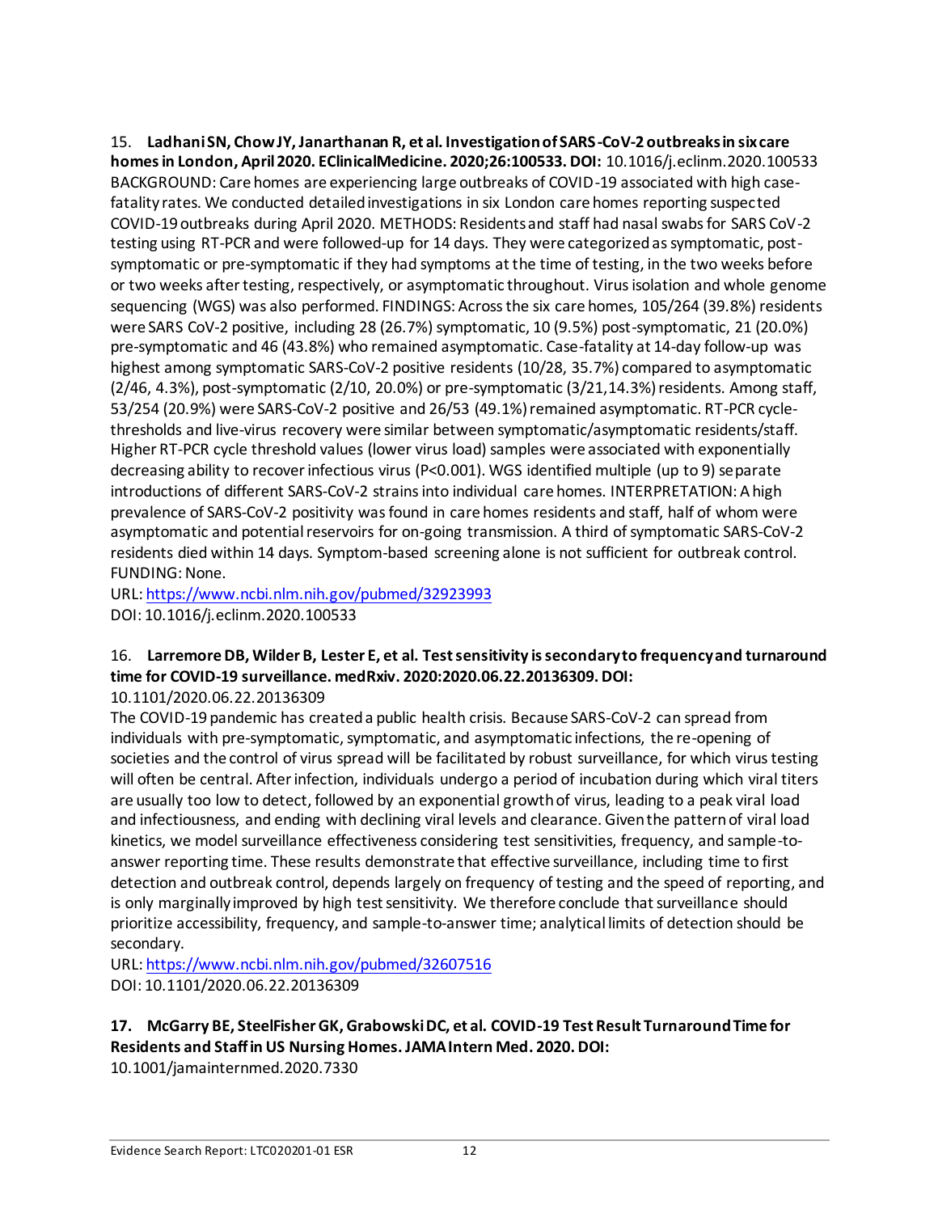15. **Ladhani SN, Chow JY, Janarthanan R, et al. Investigation of SARS-CoV-2 outbreaks in six care homes in London, April 2020. EClinicalMedicine. 2020;26:100533. DOI:** 10.1016/j.eclinm.2020.100533

BACKGROUND: Care homes are experiencing large outbreaks of COVID-19 associated with high case-fatality rates. We conducted detailed investigations in six London care homes reporting suspected COVID-19 outbreaks during April 2020. METHODS: Residents and staff had nasal swabs for SARS CoV-2 testing using RT-PCR and were followed-up for 14 days. They were categorized as symptomatic, post-symptomatic or pre-symptomatic if they had symptoms at the time of testing, in the two weeks before or two weeks after testing, respectively, or asymptomatic throughout. Virus isolation and whole genome sequencing (WGS) was also performed. FINDINGS: Across the six care homes, 105/264 (39.8%) residents were SARS CoV-2 positive, including 28 (26.7%) symptomatic, 10 (9.5%) post-symptomatic, 21 (20.0%) pre-symptomatic and 46 (43.8%) who remained asymptomatic. Case-fatality at 14-day follow-up was highest among symptomatic SARS-CoV-2 positive residents (10/28, 35.7%) compared to asymptomatic (2/46, 4.3%), post-symptomatic (2/10, 20.0%) or pre-symptomatic (3/21, 14.3%) residents. Among staff, 53/254 (20.9%) were SARS-CoV-2 positive and 26/53 (49.1%) remained asymptomatic. RT-PCR cycle-thresholds and live-virus recovery were similar between symptomatic/asymptomatic residents/staff. Higher RT-PCR cycle threshold values (lower virus load) samples were associated with exponentially decreasing ability to recover infectious virus (P<0.001). WGS identified multiple (up to 9) separate introductions of different SARS-CoV-2 strains into individual care homes. INTERPRETATION: A high prevalence of SARS-CoV-2 positivity was found in care homes residents and staff, half of whom were asymptomatic and potential reservoirs for on-going transmission. A third of symptomatic SARS-CoV-2 residents died within 14 days. Symptom-based screening alone is not sufficient for outbreak control. FUNDING: None.

URL: https://www.ncbi.nlm.nih.gov/pubmed/32923993

DOI: 10.1016/j.eclinm.2020.100533

16. **Larremore DB, Wilder B, Lester E, et al. Test sensitivity is secondary to frequency and turnaround time for COVID-19 surveillance. medRxiv. 2020:2020.06.22.20136309. DOI:** 10.1101/2020.06.22.20136309

The COVID-19 pandemic has created a public health crisis. Because SARS-CoV-2 can spread from individuals with pre-symptomatic, symptomatic, and asymptomatic infections, the re-opening of societies and the control of virus spread will be facilitated by robust surveillance, for which virus testing will often be central. After infection, individuals undergo a period of incubation during which viral titers are usually too low to detect, followed by an exponential growth of virus, leading to a peak viral load and infectiousness, and ending with declining viral levels and clearance. Given the pattern of viral load kinetics, we model surveillance effectiveness considering test sensitivities, frequency, and sample-to-answer reporting time. These results demonstrate that effective surveillance, including time to first detection and outbreak control, depends largely on frequency of testing and the speed of reporting, and is only marginally improved by high test sensitivity. We therefore conclude that surveillance should prioritize accessibility, frequency, and sample-to-answer time; analytical limits of detection should be secondary.

URL: https://www.ncbi.nlm.nih.gov/pubmed/32607516

DOI: 10.1101/2020.06.22.20136309

17. **McGarry BE, SteelFisher GK, Grabowski DC, et al. COVID-19 Test Result Turnaround Time for Residents and Staff in US Nursing Homes. JAMA Intern Med. 2020. DOI:** 10.1001/jamainternmed.2020.7330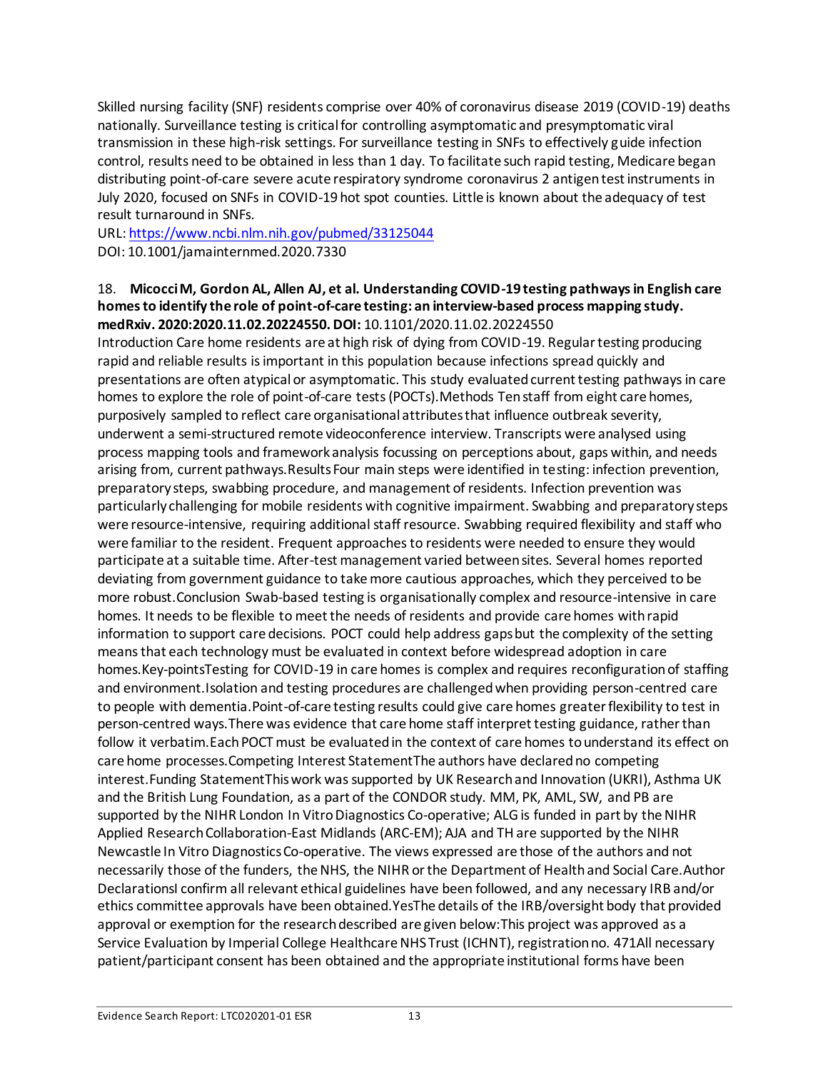Skilled nursing facility (SNF) residents comprise over 40% of coronavirus disease 2019 (COVID-19) deaths nationally. Surveillance testing is critical for controlling asymptomatic and presymptomatic viral transmission in these high-risk settings. For surveillance testing in SNFs to effectively guide infection control, results need to be obtained in less than 1 day. To facilitate such rapid testing, Medicare began distributing point-of-care severe acute respiratory syndrome coronavirus 2 antigen test instruments in July 2020, focused on SNFs in COVID-19 hot spot counties. Little is known about the adequacy of test result turnaround in SNFs.

URL: https://www.ncbi.nlm.nih.gov/pubmed/33125044

DOI: 10.1001/jamainternmed.2020.7330

18. **Micocci M, Gordon AL, Allen AJ, et al. Understanding COVID-19 testing pathways in English care homes to identify the role of point-of-care testing: an interview-based process mapping study. medRxiv. 2020:2020.11.02.20224550. DOI:** 10.1101/2020.11.02.20224550

Introduction Care home residents are at high risk of dying from COVID-19. Regular testing producing rapid and reliable results is important in this population because infections spread quickly and presentations are often atypical or asymptomatic. This study evaluated current testing pathways in care homes to explore the role of point-of-care tests (POCTs).Methods Ten staff from eight care homes, purposively sampled to reflect care organisational attributes that influence outbreak severity, underwent a semi-structured remote videoconference interview. Transcripts were analysed using process mapping tools and framework analysis focussing on perceptions about, gaps within, and needs arising from, current pathways.Results Four main steps were identified in testing: infection prevention, preparatory steps, swabbing procedure, and management of residents. Infection prevention was particularly challenging for mobile residents with cognitive impairment. Swabbing and preparatory steps were resource-intensive, requiring additional staff resource. Swabbing required flexibility and staff who were familiar to the resident. Frequent approaches to residents were needed to ensure they would participate at a suitable time. After-test management varied between sites. Several homes reported deviating from government guidance to take more cautious approaches, which they perceived to be more robust.Conclusion Swab-based testing is organisationally complex and resource-intensive in care homes. It needs to be flexible to meet the needs of residents and provide care homes with rapid information to support care decisions. POCT could help address gaps but the complexity of the setting means that each technology must be evaluated in context before widespread adoption in care homes.Key-pointsTesting for COVID-19 in care homes is complex and requires reconfiguration of staffing and environment.Isolation and testing procedures are challenged when providing person-centred care to people with dementia.Point-of-care testing results could give care homes greater flexibility to test in person-centred ways.There was evidence that care home staff interpret testing guidance, rather than follow it verbatim.Each POCT must be evaluated in the context of care homes to understand its effect on care home processes.Competing Interest StatementThe authors have declared no competing interest.Funding StatementThis work was supported by UK Research and Innovation (UKRI), Asthma UK and the British Lung Foundation, as a part of the CONDOR study. MM, PK, AML, SW, and PB are supported by the NIHR London In Vitro Diagnostics Co-operative; ALG is funded in part by the NIHR Applied Research Collaboration-East Midlands (ARC-EM); AJA and TH are supported by the NIHR Newcastle In Vitro Diagnostics Co-operative. The views expressed are those of the authors and not necessarily those of the funders, the NHS, the NIHR or the Department of Health and Social Care.Author DeclarationsI confirm all relevant ethical guidelines have been followed, and any necessary IRB and/or ethics committee approvals have been obtained.YesThe details of the IRB/oversight body that provided approval or exemption for the research described are given below:This project was approved as a Service Evaluation by Imperial College Healthcare NHS Trust (ICHNT), registration no. 471All necessary patient/participant consent has been obtained and the appropriate institutional forms have been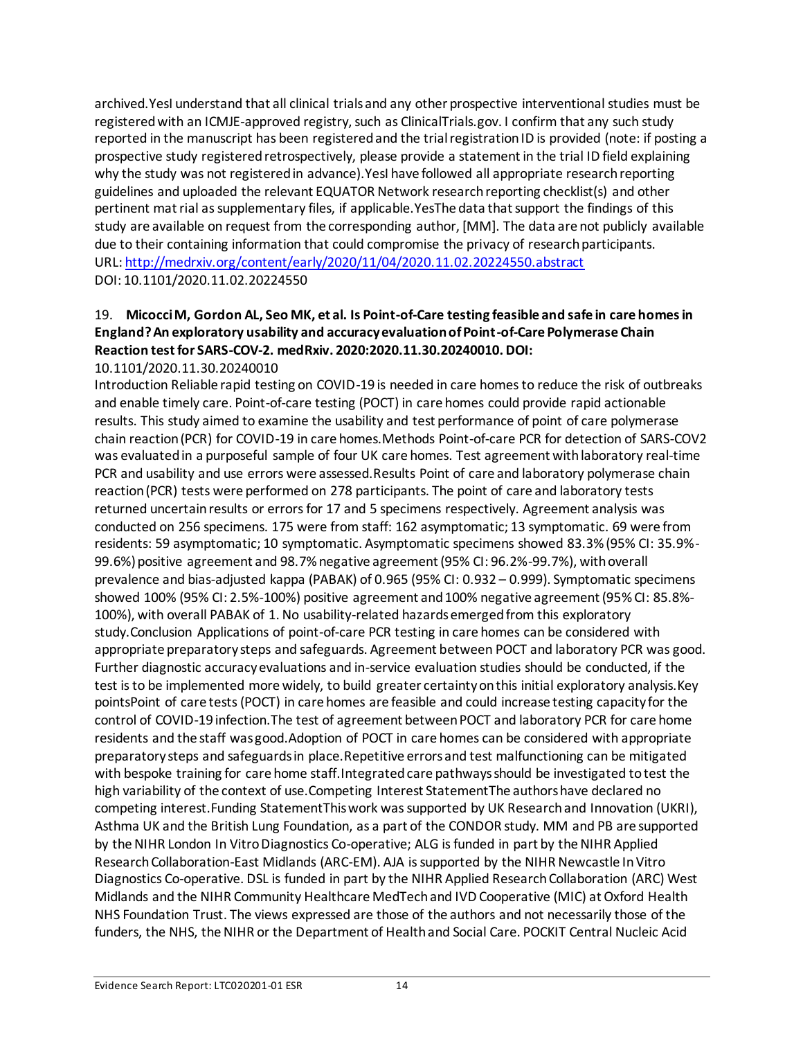archived.YesI understand that all clinical trials and any other prospective interventional studies must be registered with an ICMJE-approved registry, such as ClinicalTrials.gov. I confirm that any such study reported in the manuscript has been registered and the trial registration ID is provided (note: if posting a prospective study registered retrospectively, please provide a statement in the trial ID field explaining why the study was not registered in advance).YesI have followed all appropriate research reporting guidelines and uploaded the relevant EQUATOR Network research reporting checklist(s) and other pertinent matrial as supplementary files, if applicable.YesThe data that support the findings of this study are available on request from the corresponding author, [MM]. The data are not publicly available due to their containing information that could compromise the privacy of research participants.
URL: http://medrxiv.org/content/early/2020/11/04/2020.11.02.20224550.abstract
DOI: 10.1101/2020.11.02.20224550

19. **Micocci M, Gordon AL, Seo MK, et al. Is Point-of-Care testing feasible and safe in care homes in England? An exploratory usability and accuracy evaluation of Point-of-Care Polymerase Chain Reaction test for SARS-COV-2. medRxiv. 2020:2020.11.30.20240010. DOI:** 10.1101/2020.11.30.20240010

Introduction Reliable rapid testing on COVID-19 is needed in care homes to reduce the risk of outbreaks and enable timely care. Point-of-care testing (POCT) in care homes could provide rapid actionable results. This study aimed to examine the usability and test performance of point of care polymerase chain reaction (PCR) for COVID-19 in care homes.Methods Point-of-care PCR for detection of SARS-COV2 was evaluated in a purposeful sample of four UK care homes. Test agreement with laboratory real-time PCR and usability and use errors were assessed.Results Point of care and laboratory polymerase chain reaction (PCR) tests were performed on 278 participants. The point of care and laboratory tests returned uncertain results or errors for 17 and 5 specimens respectively. Agreement analysis was conducted on 256 specimens. 175 were from staff: 162 asymptomatic; 13 symptomatic. 69 were from residents: 59 asymptomatic; 10 symptomatic. Asymptomatic specimens showed 83.3% (95% CI: 35.9%-99.6%) positive agreement and 98.7% negative agreement (95% CI: 96.2%-99.7%), with overall prevalence and bias-adjusted kappa (PABAK) of 0.965 (95% CI: 0.932 – 0.999). Symptomatic specimens showed 100% (95% CI: 2.5%-100%) positive agreement and 100% negative agreement (95% CI: 85.8%-100%), with overall PABAK of 1. No usability-related hazards emerged from this exploratory study.Conclusion Applications of point-of-care PCR testing in care homes can be considered with appropriate preparatory steps and safeguards. Agreement between POCT and laboratory PCR was good. Further diagnostic accuracy evaluations and in-service evaluation studies should be conducted, if the test is to be implemented more widely, to build greater certainty on this initial exploratory analysis.Key pointsPoint of care tests (POCT) in care homes are feasible and could increase testing capacity for the control of COVID-19 infection.The test of agreement between POCT and laboratory PCR for care home residents and the staff was good.Adoption of POCT in care homes can be considered with appropriate preparatory steps and safeguards in place.Repetitive errors and test malfunctioning can be mitigated with bespoke training for care home staff.Integrated care pathways should be investigated to test the high variability of the context of use.Competing Interest StatementThe authors have declared no competing interest.Funding StatementThis work was supported by UK Research and Innovation (UKRI), Asthma UK and the British Lung Foundation, as a part of the CONDOR study. MM and PB are supported by the NIHR London In Vitro Diagnostics Co-operative; ALG is funded in part by the NIHR Applied Research Collaboration-East Midlands (ARC-EM). AJA is supported by the NIHR Newcastle In Vitro Diagnostics Co-operative. DSL is funded in part by the NIHR Applied Research Collaboration (ARC) West Midlands and the NIHR Community Healthcare MedTech and IVD Cooperative (MIC) at Oxford Health NHS Foundation Trust. The views expressed are those of the authors and not necessarily those of the funders, the NHS, the NIHR or the Department of Health and Social Care. POCKIT Central Nucleic Acid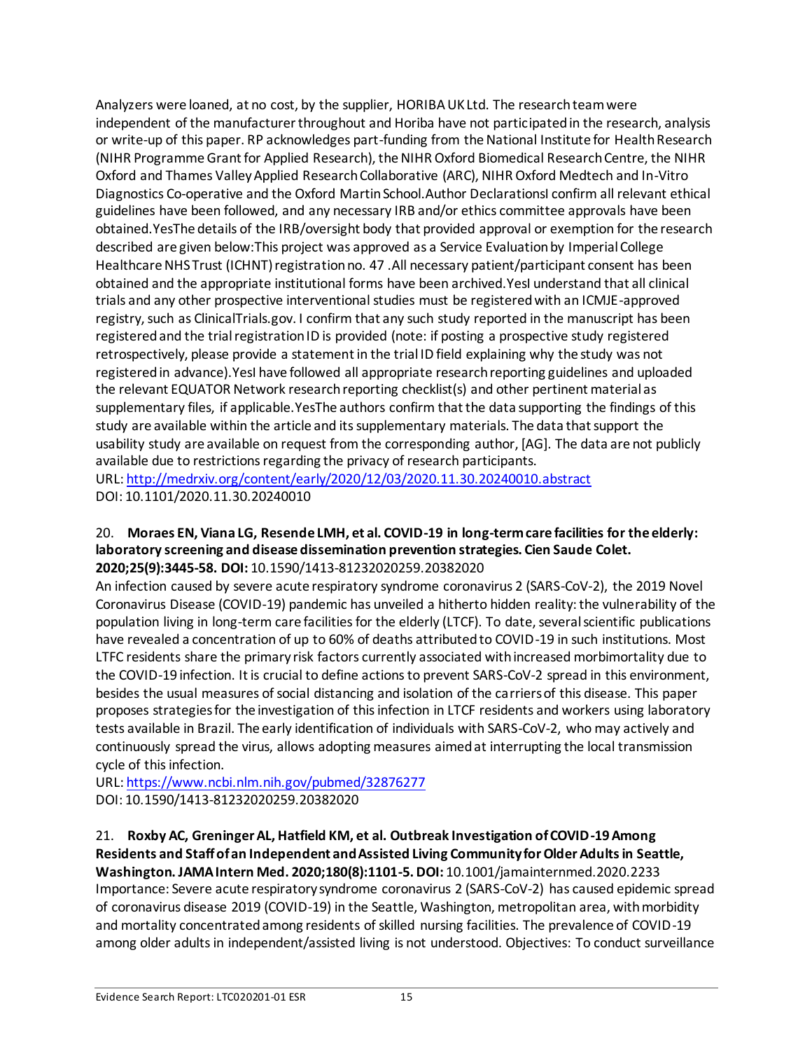Analyzers were loaned, at no cost, by the supplier, HORIBA UK Ltd. The research team were independent of the manufacturer throughout and Horiba have not participated in the research, analysis or write-up of this paper. RP acknowledges part-funding from the National Institute for Health Research (NIHR Programme Grant for Applied Research), the NIHR Oxford Biomedical Research Centre, the NIHR Oxford and Thames Valley Applied Research Collaborative (ARC), NIHR Oxford Medtech and In-Vitro Diagnostics Co-operative and the Oxford Martin School.Author DeclarationsI confirm all relevant ethical guidelines have been followed, and any necessary IRB and/or ethics committee approvals have been obtained.YesThe details of the IRB/oversight body that provided approval or exemption for the research described are given below:This project was approved as a Service Evaluation by Imperial College Healthcare NHS Trust (ICHNT) registration no. 47 .All necessary patient/participant consent has been obtained and the appropriate institutional forms have been archived.YesI understand that all clinical trials and any other prospective interventional studies must be registered with an ICMJE-approved registry, such as ClinicalTrials.gov. I confirm that any such study reported in the manuscript has been registered and the trial registration ID is provided (note: if posting a prospective study registered retrospectively, please provide a statement in the trial ID field explaining why the study was not registered in advance).YesI have followed all appropriate research reporting guidelines and uploaded the relevant EQUATOR Network research reporting checklist(s) and other pertinent material as supplementary files, if applicable.YesThe authors confirm that the data supporting the findings of this study are available within the article and its supplementary materials. The data that support the usability study are available on request from the corresponding author, [AG]. The data are not publicly available due to restrictions regarding the privacy of research participants.
URL: http://medrxiv.org/content/early/2020/12/03/2020.11.30.20240010.abstract
DOI: 10.1101/2020.11.30.20240010

20. **Moraes EN, Viana LG, Resende LMH, et al. COVID-19 in long-term care facilities for the elderly: laboratory screening and disease dissemination prevention strategies. Cien Saude Colet. 2020;25(9):3445-58. DOI:** 10.1590/1413-81232020259.20382020
An infection caused by severe acute respiratory syndrome coronavirus 2 (SARS-CoV-2), the 2019 Novel Coronavirus Disease (COVID-19) pandemic has unveiled a hitherto hidden reality: the vulnerability of the population living in long-term care facilities for the elderly (LTCF). To date, several scientific publications have revealed a concentration of up to 60% of deaths attributed to COVID-19 in such institutions. Most LTFC residents share the primary risk factors currently associated with increased morbimortality due to the COVID-19 infection. It is crucial to define actions to prevent SARS-CoV-2 spread in this environment, besides the usual measures of social distancing and isolation of the carriers of this disease. This paper proposes strategies for the investigation of this infection in LTCF residents and workers using laboratory tests available in Brazil. The early identification of individuals with SARS-CoV-2, who may actively and continuously spread the virus, allows adopting measures aimed at interrupting the local transmission cycle of this infection.
URL: https://www.ncbi.nlm.nih.gov/pubmed/32876277
DOI: 10.1590/1413-81232020259.20382020

21. **Roxby AC, Greninger AL, Hatfield KM, et al. Outbreak Investigation of COVID-19 Among Residents and Staff of an Independent and Assisted Living Community for Older Adults in Seattle, Washington. JAMA Intern Med. 2020;180(8):1101-5. DOI:** 10.1001/jamainternmed.2020.2233
Importance: Severe acute respiratory syndrome coronavirus 2 (SARS-CoV-2) has caused epidemic spread of coronavirus disease 2019 (COVID-19) in the Seattle, Washington, metropolitan area, with morbidity and mortality concentrated among residents of skilled nursing facilities. The prevalence of COVID-19 among older adults in independent/assisted living is not understood. Objectives: To conduct surveillance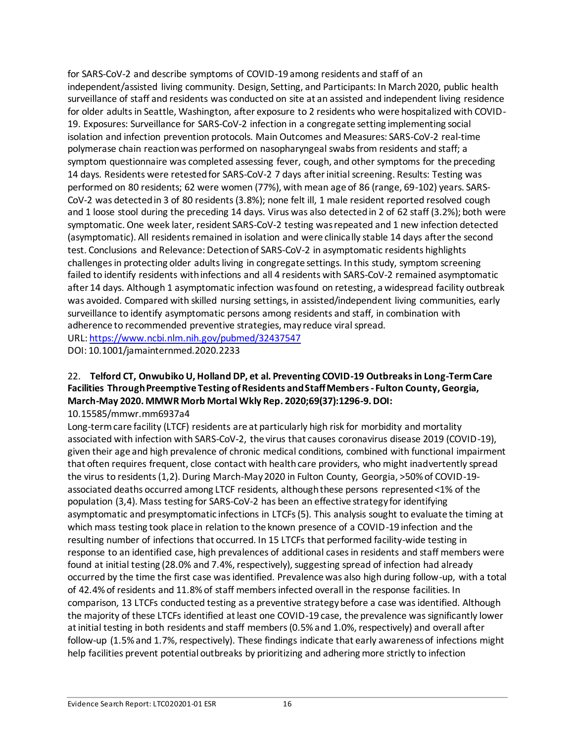for SARS-CoV-2 and describe symptoms of COVID-19 among residents and staff of an independent/assisted living community. Design, Setting, and Participants: In March 2020, public health surveillance of staff and residents was conducted on site at an assisted and independent living residence for older adults in Seattle, Washington, after exposure to 2 residents who were hospitalized with COVID-19. Exposures: Surveillance for SARS-CoV-2 infection in a congregate setting implementing social isolation and infection prevention protocols. Main Outcomes and Measures: SARS-CoV-2 real-time polymerase chain reaction was performed on nasopharyngeal swabs from residents and staff; a symptom questionnaire was completed assessing fever, cough, and other symptoms for the preceding 14 days. Residents were retested for SARS-CoV-2 7 days after initial screening. Results: Testing was performed on 80 residents; 62 were women (77%), with mean age of 86 (range, 69-102) years. SARS-CoV-2 was detected in 3 of 80 residents (3.8%); none felt ill, 1 male resident reported resolved cough and 1 loose stool during the preceding 14 days. Virus was also detected in 2 of 62 staff (3.2%); both were symptomatic. One week later, resident SARS-CoV-2 testing was repeated and 1 new infection detected (asymptomatic). All residents remained in isolation and were clinically stable 14 days after the second test. Conclusions and Relevance: Detection of SARS-CoV-2 in asymptomatic residents highlights challenges in protecting older adults living in congregate settings. In this study, symptom screening failed to identify residents with infections and all 4 residents with SARS-CoV-2 remained asymptomatic after 14 days. Although 1 asymptomatic infection was found on retesting, a widespread facility outbreak was avoided. Compared with skilled nursing settings, in assisted/independent living communities, early surveillance to identify asymptomatic persons among residents and staff, in combination with adherence to recommended preventive strategies, may reduce viral spread.
URL: https://www.ncbi.nlm.nih.gov/pubmed/32437547
DOI: 10.1001/jamainternmed.2020.2233

22. **Telford CT, Onwubiko U, Holland DP, et al. Preventing COVID-19 Outbreaks in Long-Term Care Facilities Through Preemptive Testing of Residents and Staff Members - Fulton County, Georgia, March-May 2020. MMWR Morb Mortal Wkly Rep. 2020;69(37):1296-9. DOI:** 10.15585/mmwr.mm6937a4

Long-term care facility (LTCF) residents are at particularly high risk for morbidity and mortality associated with infection with SARS-CoV-2, the virus that causes coronavirus disease 2019 (COVID-19), given their age and high prevalence of chronic medical conditions, combined with functional impairment that often requires frequent, close contact with health care providers, who might inadvertently spread the virus to residents (1,2). During March-May 2020 in Fulton County, Georgia, >50% of COVID-19-associated deaths occurred among LTCF residents, although these persons represented <1% of the population (3,4). Mass testing for SARS-CoV-2 has been an effective strategy for identifying asymptomatic and presymptomatic infections in LTCFs (5). This analysis sought to evaluate the timing at which mass testing took place in relation to the known presence of a COVID-19 infection and the resulting number of infections that occurred. In 15 LTCFs that performed facility-wide testing in response to an identified case, high prevalences of additional cases in residents and staff members were found at initial testing (28.0% and 7.4%, respectively), suggesting spread of infection had already occurred by the time the first case was identified. Prevalence was also high during follow-up, with a total of 42.4% of residents and 11.8% of staff members infected overall in the response facilities. In comparison, 13 LTCFs conducted testing as a preventive strategy before a case was identified. Although the majority of these LTCFs identified at least one COVID-19 case, the prevalence was significantly lower at initial testing in both residents and staff members (0.5% and 1.0%, respectively) and overall after follow-up (1.5% and 1.7%, respectively). These findings indicate that early awareness of infections might help facilities prevent potential outbreaks by prioritizing and adhering more strictly to infection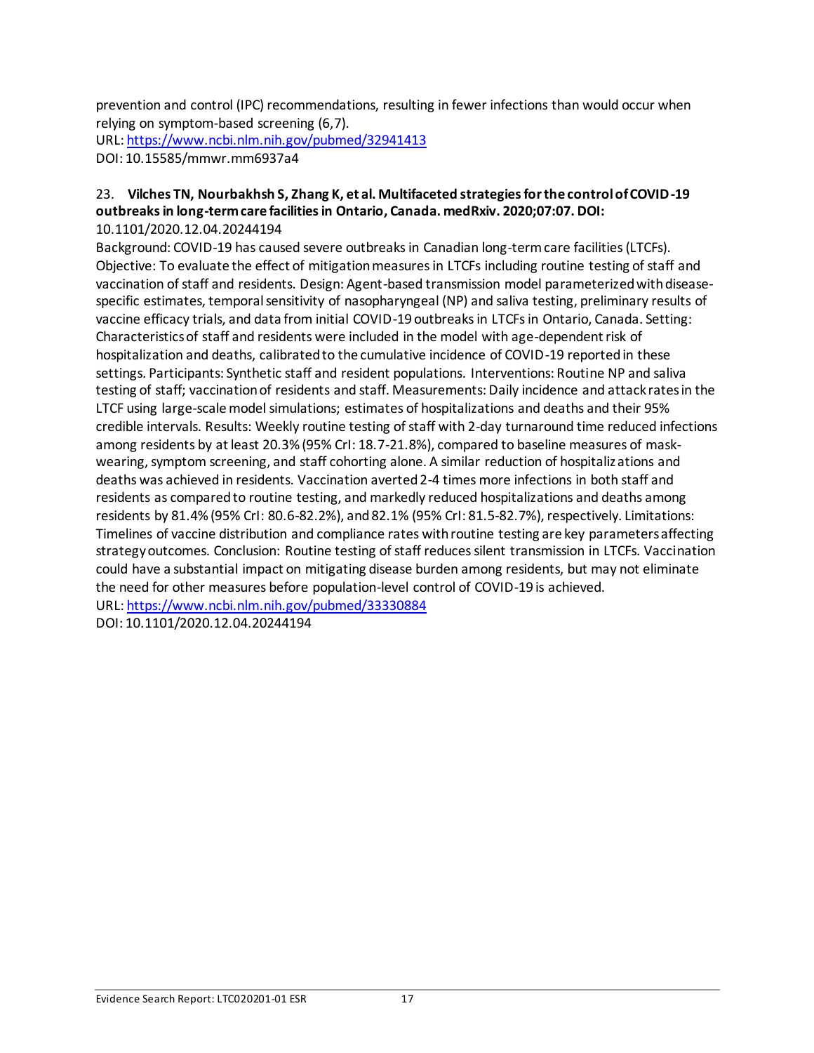prevention and control (IPC) recommendations, resulting in fewer infections than would occur when relying on symptom-based screening (6,7).
URL: https://www.ncbi.nlm.nih.gov/pubmed/32941413
DOI: 10.15585/mmwr.mm6937a4

23. **Vilches TN, Nourbakhsh S, Zhang K, et al. Multifaceted strategies for the control of COVID-19 outbreaks in long-term care facilities in Ontario, Canada. medRxiv. 2020;07:07. DOI:** 10.1101/2020.12.04.20244194

Background: COVID-19 has caused severe outbreaks in Canadian long-term care facilities (LTCFs). Objective: To evaluate the effect of mitigation measures in LTCFs including routine testing of staff and vaccination of staff and residents. Design: Agent-based transmission model parameterized with disease-specific estimates, temporal sensitivity of nasopharyngeal (NP) and saliva testing, preliminary results of vaccine efficacy trials, and data from initial COVID-19 outbreaks in LTCFs in Ontario, Canada. Setting: Characteristics of staff and residents were included in the model with age-dependent risk of hospitalization and deaths, calibrated to the cumulative incidence of COVID-19 reported in these settings. Participants: Synthetic staff and resident populations. Interventions: Routine NP and saliva testing of staff; vaccination of residents and staff. Measurements: Daily incidence and attack rates in the LTCF using large-scale model simulations; estimates of hospitalizations and deaths and their 95% credible intervals. Results: Weekly routine testing of staff with 2-day turnaround time reduced infections among residents by at least 20.3% (95% CrI: 18.7-21.8%), compared to baseline measures of mask-wearing, symptom screening, and staff cohorting alone. A similar reduction of hospitalizations and deaths was achieved in residents. Vaccination averted 2-4 times more infections in both staff and residents as compared to routine testing, and markedly reduced hospitalizations and deaths among residents by 81.4% (95% CrI: 80.6-82.2%), and 82.1% (95% CrI: 81.5-82.7%), respectively. Limitations: Timelines of vaccine distribution and compliance rates with routine testing are key parameters affecting strategy outcomes. Conclusion: Routine testing of staff reduces silent transmission in LTCFs. Vaccination could have a substantial impact on mitigating disease burden among residents, but may not eliminate the need for other measures before population-level control of COVID-19 is achieved.
URL: https://www.ncbi.nlm.nih.gov/pubmed/33330884
DOI: 10.1101/2020.12.04.20244194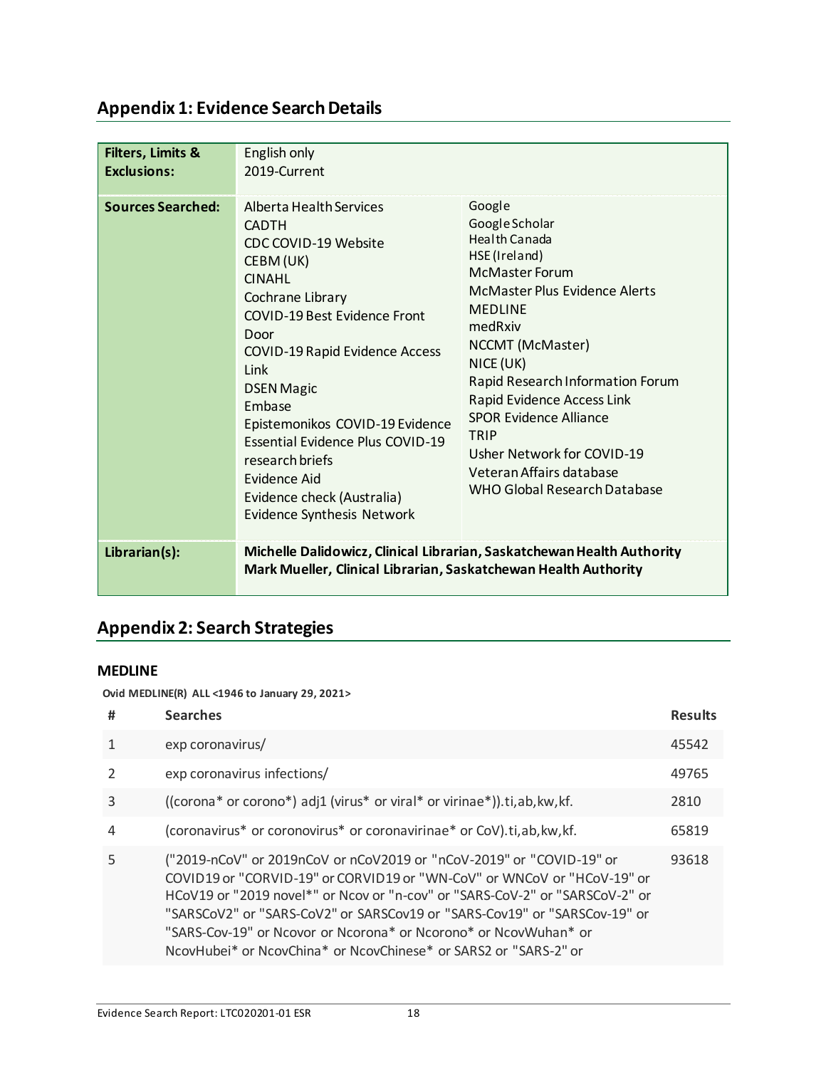## Appendix 1: Evidence Search Details

| | | |
|---|---|---|
| **Filters, Limits & Exclusions:** | English only<br>2019-Current | |
| **Sources Searched:** | Alberta Health Services<br>CADTH<br>CDC COVID-19 Website<br>CEBM (UK)<br>CINAHL<br>Cochrane Library<br>COVID-19 Best Evidence Front Door<br>COVID-19 Rapid Evidence Access Link<br>DSEN Magic<br>Embase<br>Epistemonikos COVID-19 Evidence<br>Essential Evidence Plus COVID-19 research briefs<br>Evidence Aid<br>Evidence check (Australia)<br>Evidence Synthesis Network | Google<br>Google Scholar<br>Health Canada<br>HSE (Ireland)<br>McMaster Forum<br>McMaster Plus Evidence Alerts<br>MEDLINE<br>medRxiv<br>NCCMT (McMaster)<br>NICE (UK)<br>Rapid Research Information Forum<br>Rapid Evidence Access Link<br>SPOR Evidence Alliance<br>TRIP<br>Usher Network for COVID-19<br>Veteran Affairs database<br>WHO Global Research Database |
| **Librarian(s):** | **Michelle Dalidowicz, Clinical Librarian, Saskatchewan Health Authority**<br>**Mark Mueller, Clinical Librarian, Saskatchewan Health Authority** | |

## Appendix 2: Search Strategies

### MEDLINE

**Ovid MEDLINE(R) ALL <1946 to January 29, 2021>**

| # | Searches | Results |
|---|---|---|
| 1 | exp coronavirus/ | 45542 |
| 2 | exp coronavirus infections/ | 49765 |
| 3 | ((corona* or corono*) adj1 (virus* or viral* or virinae*)).ti,ab,kw,kf. | 2810 |
| 4 | (coronavirus* or coronovirus* or coronavirinae* or CoV).ti,ab,kw,kf. | 65819 |
| 5 | ("2019-nCoV" or 2019nCoV or nCoV2019 or "nCoV-2019" or "COVID-19" or COVID19 or "CORVID-19" or CORVID19 or "WN-CoV" or WNCoV or "HCoV-19" or HCoV19 or "2019 novel*" or Ncov or "n-cov" or "SARS-CoV-2" or "SARSCoV-2" or "SARSCoV2" or "SARS-CoV2" or SARSCov19 or "SARS-Cov19" or "SARSCov-19" or "SARS-Cov-19" or Ncovor or Ncorona* or Ncorono* or NcovWuhan* or NcovHubei* or NcovChina* or NcovChinese* or SARS2 or "SARS-2" or | 93618 |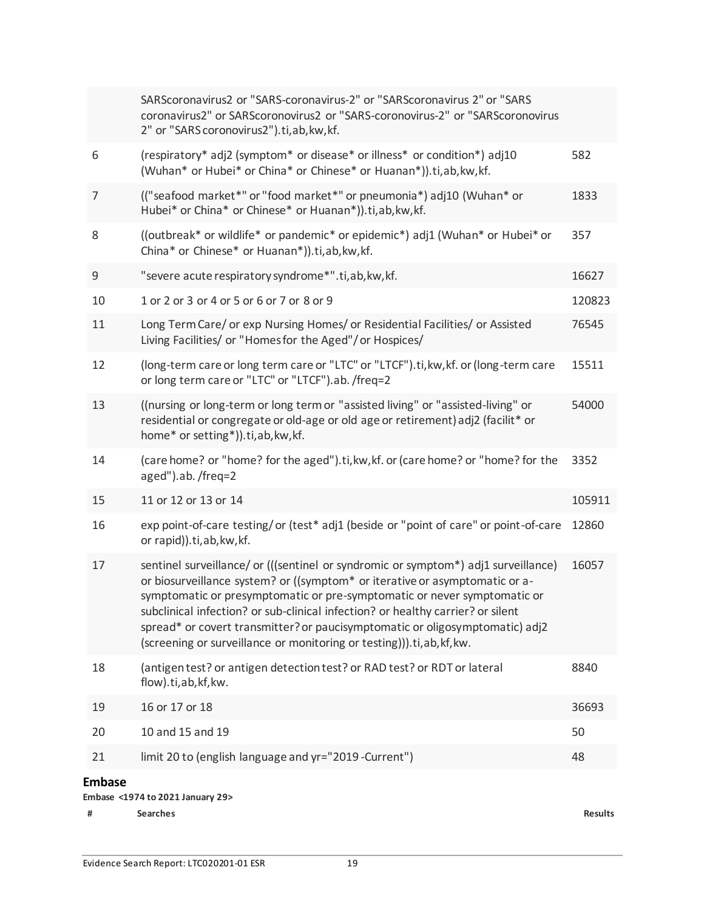| | | |
|---|---|---|
| | SARScoronavirus2 or "SARS-coronavirus-2" or "SARScoronavirus 2" or "SARS coronavirus2" or SARScoronovirus2 or "SARS-coronovirus-2" or "SARScoronovirus 2" or "SARS coronovirus2").ti,ab,kw,kf. | |
| 6 | (respiratory* adj2 (symptom* or disease* or illness* or condition*) adj10 (Wuhan* or Hubei* or China* or Chinese* or Huanan*)).ti,ab,kw,kf. | 582 |
| 7 | (("seafood market*" or "food market*" or pneumonia*) adj10 (Wuhan* or Hubei* or China* or Chinese* or Huanan*)).ti,ab,kw,kf. | 1833 |
| 8 | ((outbreak* or wildlife* or pandemic* or epidemic*) adj1 (Wuhan* or Hubei* or China* or Chinese* or Huanan*)).ti,ab,kw,kf. | 357 |
| 9 | "severe acute respiratory syndrome*".ti,ab,kw,kf. | 16627 |
| 10 | 1 or 2 or 3 or 4 or 5 or 6 or 7 or 8 or 9 | 120823 |
| 11 | Long Term Care/ or exp Nursing Homes/ or Residential Facilities/ or Assisted Living Facilities/ or "Homes for the Aged"/ or Hospices/ | 76545 |
| 12 | (long-term care or long term care or "LTC" or "LTCF").ti,kw,kf. or (long-term care or long term care or "LTC" or "LTCF").ab. /freq=2 | 15511 |
| 13 | ((nursing or long-term or long term or "assisted living" or "assisted-living" or residential or congregate or old-age or old age or retirement) adj2 (facilit* or home* or setting*)).ti,ab,kw,kf. | 54000 |
| 14 | (care home? or "home? for the aged").ti,kw,kf. or (care home? or "home? for the aged").ab. /freq=2 | 3352 |
| 15 | 11 or 12 or 13 or 14 | 105911 |
| 16 | exp point-of-care testing/ or (test* adj1 (beside or "point of care" or point-of-care or rapid)).ti,ab,kw,kf. | 12860 |
| 17 | sentinel surveillance/ or (((sentinel or syndromic or symptom*) adj1 surveillance) or biosurveillance system? or ((symptom* or iterative or asymptomatic or a-symptomatic or presymptomatic or pre-symptomatic or never symptomatic or subclinical infection? or sub-clinical infection? or healthy carrier? or silent spread* or covert transmitter? or paucisymptomatic or oligosymptomatic) adj2 (screening or surveillance or monitoring or testing))).ti,ab,kf,kw. | 16057 |
| 18 | (antigen test? or antigen detection test? or RAD test? or RDT or lateral flow).ti,ab,kf,kw. | 8840 |
| 19 | 16 or 17 or 18 | 36693 |
| 20 | 10 and 15 and 19 | 50 |
| 21 | limit 20 to (english language and yr="2019 -Current") | 48 |

## Embase

**Embase <1974 to 2021 January 29>**

| # | Searches | Results |
|---|---|---|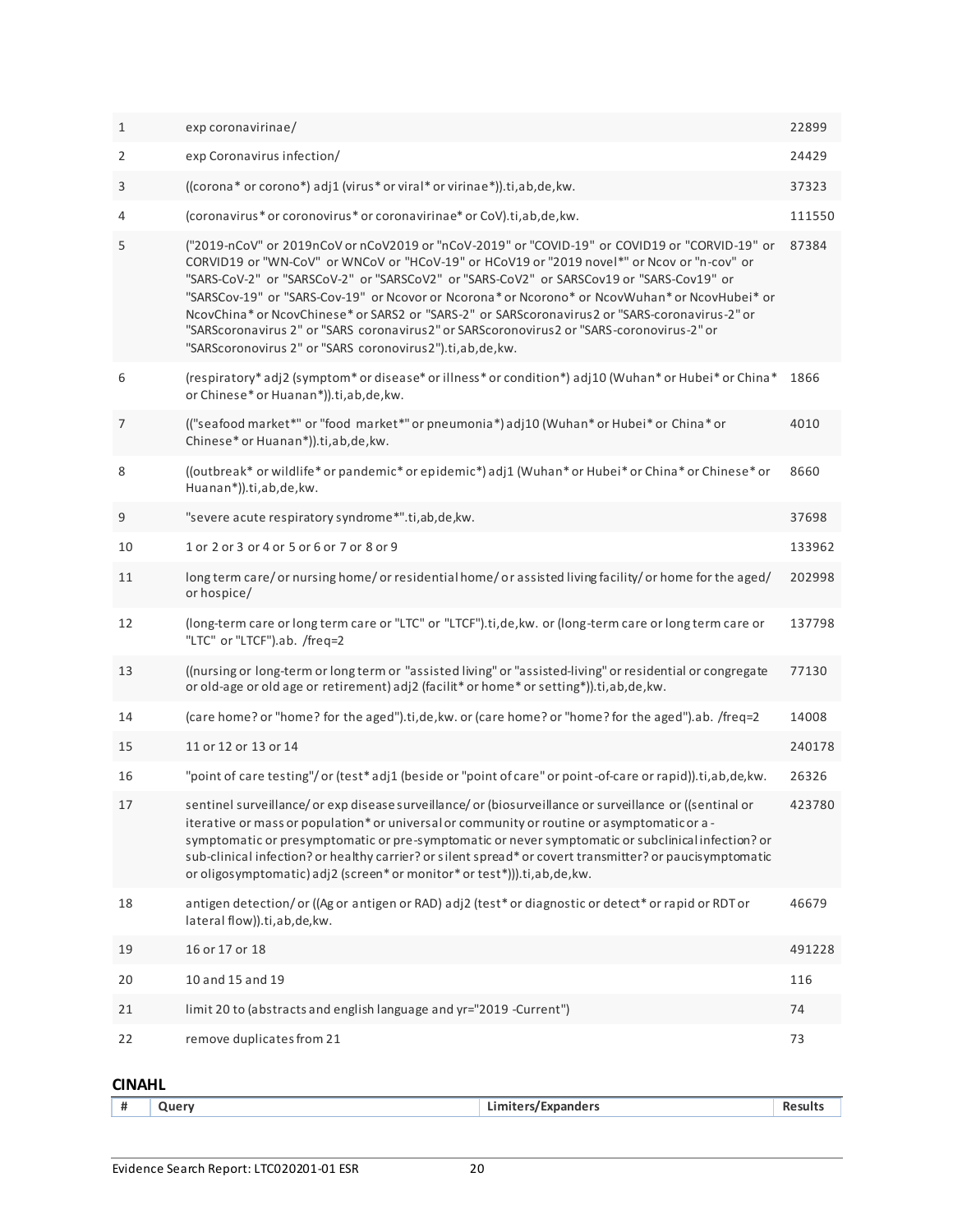| | | |
|---|---|---|
| 1 | exp coronavirinae/ | 22899 |
| 2 | exp Coronavirus infection/ | 24429 |
| 3 | ((corona* or corono*) adj1 (virus* or viral* or virinae*)).ti,ab,de,kw. | 37323 |
| 4 | (coronavirus* or coronovirus* or coronavirinae* or CoV).ti,ab,de,kw. | 111550 |
| 5 | ("2019-nCoV" or 2019nCoV or nCoV2019 or "nCoV-2019" or "COVID-19" or COVID19 or "CORVID-19" or CORVID19 or "WN-CoV" or WNCoV or "HCoV-19" or HCoV19 or "2019 novel*" or Ncov or "n-cov" or "SARS-CoV-2" or "SARSCoV-2" or "SARSCoV2" or "SARS-CoV2" or SARSCov19 or "SARS-Cov19" or "SARSCov-19" or "SARS-Cov-19" or Ncovor or Ncorona* or Ncorono* or NcovWuhan* or NcovHubei* or NcovChina* or NcovChinese* or SARS2 or "SARS-2" or SARScoronavirus2 or "SARS-coronavirus-2" or "SARScoronavirus 2" or "SARS coronavirus2" or SARScoronovirus2 or "SARS-coronovirus-2" or "SARScoronovirus 2" or "SARS coronovirus2").ti,ab,de,kw. | 87384 |
| 6 | (respiratory* adj2 (symptom* or disease* or illness* or condition*) adj10 (Wuhan* or Hubei* or China* or Chinese* or Huanan*)).ti,ab,de,kw. | 1866 |
| 7 | (("seafood market*" or "food market*" or pneumonia*) adj10 (Wuhan* or Hubei* or China* or Chinese* or Huanan*)).ti,ab,de,kw. | 4010 |
| 8 | ((outbreak* or wildlife* or pandemic* or epidemic*) adj1 (Wuhan* or Hubei* or China* or Chinese* or Huanan*)).ti,ab,de,kw. | 8660 |
| 9 | "severe acute respiratory syndrome*".ti,ab,de,kw. | 37698 |
| 10 | 1 or 2 or 3 or 4 or 5 or 6 or 7 or 8 or 9 | 133962 |
| 11 | long term care/ or nursing home/ or residential home/ or assisted living facility/ or home for the aged/ or hospice/ | 202998 |
| 12 | (long-term care or long term care or "LTC" or "LTCF").ti,de,kw. or (long-term care or long term care or "LTC" or "LTCF").ab. /freq=2 | 137798 |
| 13 | ((nursing or long-term or long term or "assisted living" or "assisted-living" or residential or congregate or old-age or old age or retirement) adj2 (facilit* or home* or setting*)).ti,ab,de,kw. | 77130 |
| 14 | (care home? or "home? for the aged").ti,de,kw. or (care home? or "home? for the aged").ab. /freq=2 | 14008 |
| 15 | 11 or 12 or 13 or 14 | 240178 |
| 16 | "point of care testing"/ or (test* adj1 (beside or "point of care" or point-of-care or rapid)).ti,ab,de,kw. | 26326 |
| 17 | sentinel surveillance/ or exp disease surveillance/ or (biosurveillance or surveillance or ((sentinal or iterative or mass or population* or universal or community or routine or asymptomatic or a-symptomatic or presymptomatic or pre-symptomatic or never symptomatic or subclinical infection? or sub-clinical infection? or healthy carrier? or silent spread* or covert transmitter? or paucisymptomatic or oligosymptomatic) adj2 (screen* or monitor* or test*))).ti,ab,de,kw. | 423780 |
| 18 | antigen detection/ or ((Ag or antigen or RAD) adj2 (test* or diagnostic or detect* or rapid or RDT or lateral flow)).ti,ab,de,kw. | 46679 |
| 19 | 16 or 17 or 18 | 491228 |
| 20 | 10 and 15 and 19 | 116 |
| 21 | limit 20 to (abstracts and english language and yr="2019 -Current") | 74 |
| 22 | remove duplicates from 21 | 73 |

## CINAHL

| # | Query | Limiters/Expanders | Results |
|---|---|---|---|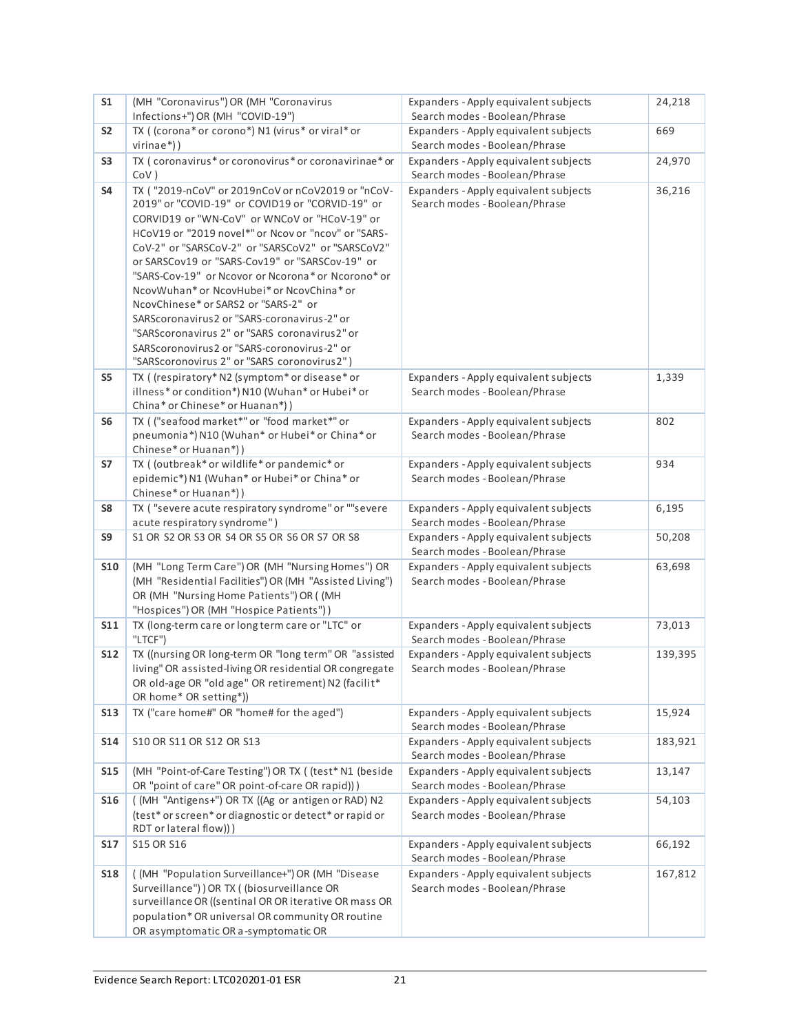| | | | |
|---|---|---|---|
| **S1** | (MH "Coronavirus") OR (MH "Coronavirus Infections+") OR (MH "COVID-19") | Expanders - Apply equivalent subjects Search modes - Boolean/Phrase | 24,218 |
| **S2** | TX ( (corona* or corono*) N1 (virus* or viral* or virinae*) ) | Expanders - Apply equivalent subjects Search modes - Boolean/Phrase | 669 |
| **S3** | TX ( coronavirus* or coronovirus* or coronavirinae* or CoV ) | Expanders - Apply equivalent subjects Search modes - Boolean/Phrase | 24,970 |
| **S4** | TX ( "2019-nCoV" or 2019nCoV or nCoV2019 or "nCoV-2019" or "COVID-19" or COVID19 or "CORVID-19" or CORVID19 or "WN-CoV" or WNCoV or "HCoV-19" or HCoV19 or "2019 novel*" or Ncov or "ncov" or "SARS-CoV-2" or "SARSCoV-2" or "SARSCoV2" or "SARSCoV2" or SARSCov19 or "SARS-Cov19" or "SARSCov-19" or "SARS-Cov-19" or Ncovor or Ncorona* or Ncorono* or NcovWuhan* or NcovHubei* or NcovChina* or NcovChinese* or SARS2 or "SARS-2" or SARScoronavirus2 or "SARS-coronavirus-2" or "SARScoronavirus 2" or "SARS coronavirus2" or SARScoronovirus2 or "SARS-coronovirus-2" or "SARScoronovirus 2" or "SARS coronovirus2" ) | Expanders - Apply equivalent subjects Search modes - Boolean/Phrase | 36,216 |
| **S5** | TX ( (respiratory* N2 (symptom* or disease* or illness* or condition*) N10 (Wuhan* or Hubei* or China* or Chinese* or Huanan*) ) | Expanders - Apply equivalent subjects Search modes - Boolean/Phrase | 1,339 |
| **S6** | TX ( ("seafood market*" or "food market*" or pneumonia*) N10 (Wuhan* or Hubei* or China* or Chinese* or Huanan*) ) | Expanders - Apply equivalent subjects Search modes - Boolean/Phrase | 802 |
| **S7** | TX ( (outbreak* or wildlife* or pandemic* or epidemic*) N1 (Wuhan* or Hubei* or China* or Chinese* or Huanan*) ) | Expanders - Apply equivalent subjects Search modes - Boolean/Phrase | 934 |
| **S8** | TX ( "severe acute respiratory syndrome" or ""severe acute respiratory syndrome" ) | Expanders - Apply equivalent subjects Search modes - Boolean/Phrase | 6,195 |
| **S9** | S1 OR S2 OR S3 OR S4 OR S5 OR S6 OR S7 OR S8 | Expanders - Apply equivalent subjects Search modes - Boolean/Phrase | 50,208 |
| **S10** | (MH "Long Term Care") OR (MH "Nursing Homes") OR (MH "Residential Facilities") OR (MH "Assisted Living") OR (MH "Nursing Home Patients") OR ( (MH "Hospices") OR (MH "Hospice Patients") ) | Expanders - Apply equivalent subjects Search modes - Boolean/Phrase | 63,698 |
| **S11** | TX (long-term care or long term care or "LTC" or "LTCF") | Expanders - Apply equivalent subjects Search modes - Boolean/Phrase | 73,013 |
| **S12** | TX ((nursing OR long-term OR "long term" OR "assisted living" OR assisted-living OR residential OR congregate OR old-age OR "old age" OR retirement) N2 (facilit* OR home* OR setting*)) | Expanders - Apply equivalent subjects Search modes - Boolean/Phrase | 139,395 |
| **S13** | TX ("care home#" OR "home# for the aged") | Expanders - Apply equivalent subjects Search modes - Boolean/Phrase | 15,924 |
| **S14** | S10 OR S11 OR S12 OR S13 | Expanders - Apply equivalent subjects Search modes - Boolean/Phrase | 183,921 |
| **S15** | (MH "Point-of-Care Testing") OR TX ( (test* N1 (beside OR "point of care" OR point-of-care OR rapid)) ) | Expanders - Apply equivalent subjects Search modes - Boolean/Phrase | 13,147 |
| **S16** | ( (MH "Antigens+") OR TX ((Ag or antigen or RAD) N2 (test* or screen* or diagnostic or detect* or rapid or RDT or lateral flow)) ) | Expanders - Apply equivalent subjects Search modes - Boolean/Phrase | 54,103 |
| **S17** | S15 OR S16 | Expanders - Apply equivalent subjects Search modes - Boolean/Phrase | 66,192 |
| **S18** | ( (MH "Population Surveillance+") OR (MH "Disease Surveillance") ) OR TX ( (biosurveillance OR surveillance OR ((sentinal OR OR iterative OR mass OR population* OR universal OR community OR routine OR asymptomatic OR a-symptomatic OR | Expanders - Apply equivalent subjects Search modes - Boolean/Phrase | 167,812 |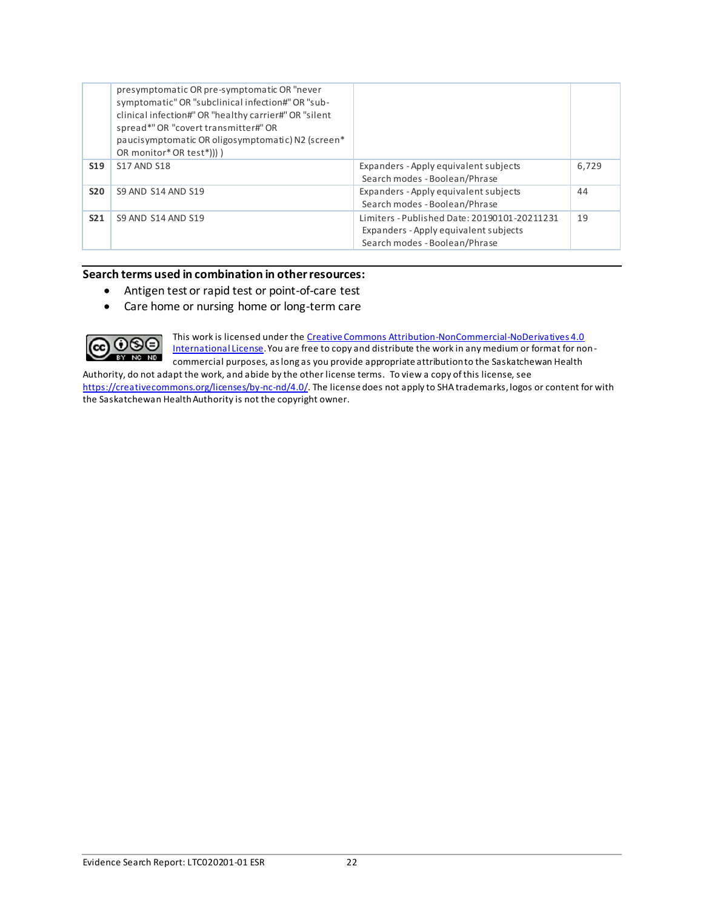| | | | |
|---|---|---|---|
| | presymptomatic OR pre-symptomatic OR "never symptomatic" OR "subclinical infection#" OR "sub-clinical infection#" OR "healthy carrier#" OR "silent spread*" OR "covert transmitter#" OR paucisymptomatic OR oligosymptomatic) N2 (screen* OR monitor* OR test*))) ) | | |
| **S19** | S17 AND S18 | Expanders - Apply equivalent subjects<br>Search modes - Boolean/Phrase | 6,729 |
| **S20** | S9 AND S14 AND S19 | Expanders - Apply equivalent subjects<br>Search modes - Boolean/Phrase | 44 |
| **S21** | S9 AND S14 AND S19 | Limiters - Published Date: 20190101-20211231<br>Expanders - Apply equivalent subjects<br>Search modes - Boolean/Phrase | 19 |

**Search terms used in combination in other resources:**

- Antigen test or rapid test or point-of-care test
- Care home or nursing home or long-term care

This work is licensed under the [Creative Commons Attribution-NonCommercial-NoDerivatives 4.0 International License](https://creativecommons.org/licenses/by-nc-nd/4.0/). You are free to copy and distribute the work in any medium or format for non-commercial purposes, as long as you provide appropriate attribution to the Saskatchewan Health Authority, do not adapt the work, and abide by the other license terms. To view a copy of this license, see https://creativecommons.org/licenses/by-nc-nd/4.0/. The license does not apply to SHA trademarks, logos or content for with the Saskatchewan Health Authority is not the copyright owner.